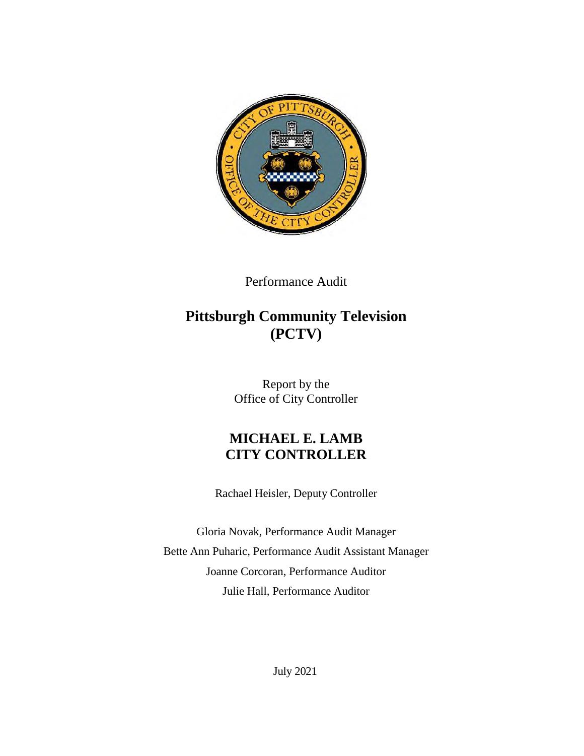Performance Audit

# Pittsburgh Community Television (PCTV)

Report by the
Office of City Controller

## MICHAEL E. LAMB
## CITY CONTROLLER

Rachael Heisler, Deputy Controller

Gloria Novak, Performance Audit Manager

Bette Ann Puharic, Performance Audit Assistant Manager

Joanne Corcoran, Performance Auditor

Julie Hall, Performance Auditor

July 2021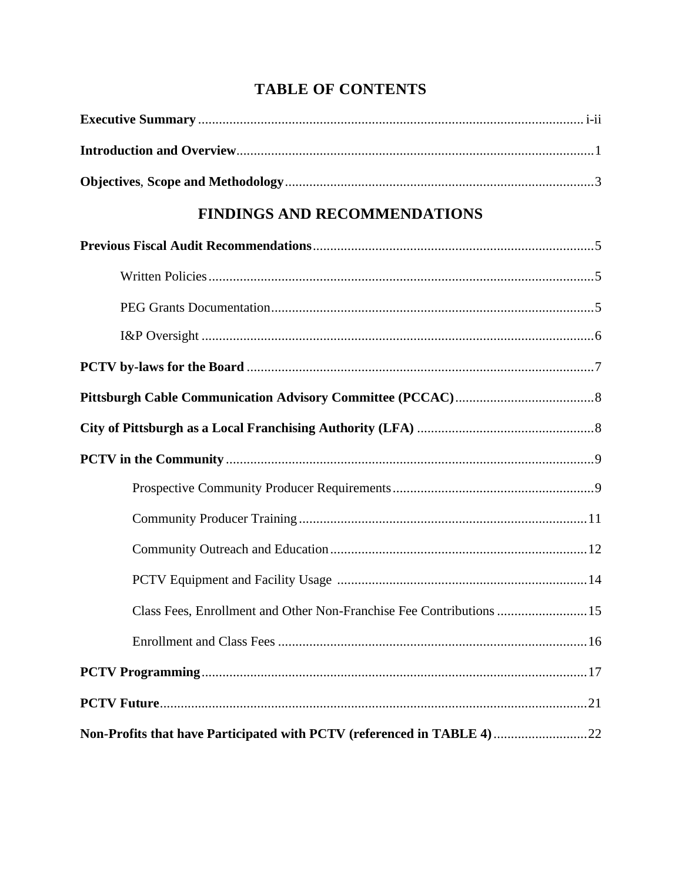# TABLE OF CONTENTS

**Executive Summary** ............................................................ i-ii

**Introduction and Overview** ............................................................ 1

**Objectives**, **Scope and Methodology** ............................................................ 3

## FINDINGS AND RECOMMENDATIONS

**Previous Fiscal Audit Recommendations** ............................................................ 5

- Written Policies ............................................................ 5
- PEG Grants Documentation ............................................................ 5
- I&P Oversight ............................................................ 6

**PCTV by-laws for the Board** ............................................................ 7

**Pittsburgh Cable Communication Advisory Committee (PCCAC)** ............................................................ 8

**City of Pittsburgh as a Local Franchising Authority (LFA)** ............................................................ 8

**PCTV in the Community** ............................................................ 9

- Prospective Community Producer Requirements ............................................................ 9
- Community Producer Training ............................................................ 11
- Community Outreach and Education ............................................................ 12
- PCTV Equipment and Facility Usage ............................................................ 14
- Class Fees, Enrollment and Other Non-Franchise Fee Contributions ............................................................ 15
- Enrollment and Class Fees ............................................................ 16

**PCTV Programming** ............................................................ 17

**PCTV Future** ............................................................ 21

**Non-Profits that have Participated with PCTV (referenced in TABLE 4)** ............................................................ 22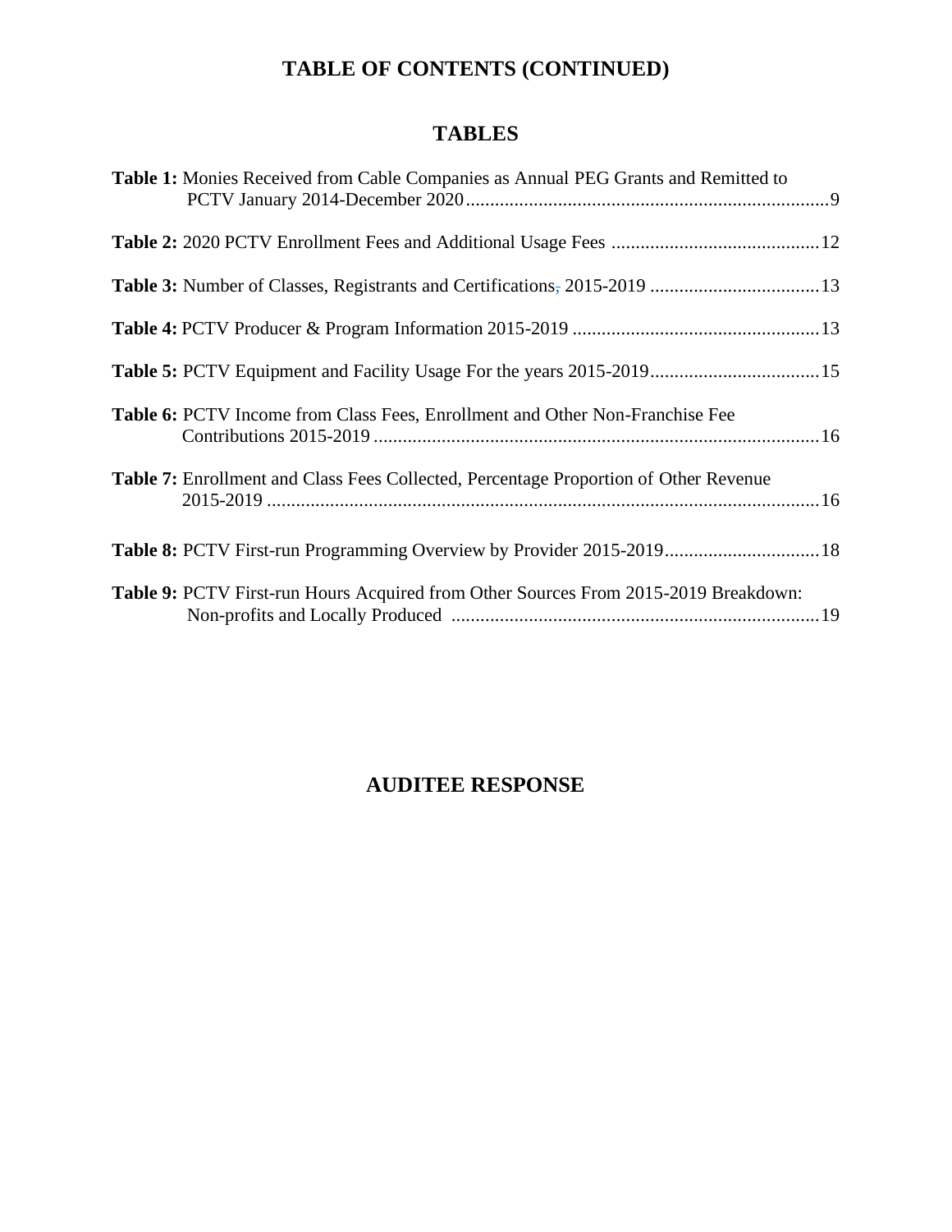# TABLE OF CONTENTS (CONTINUED)

## TABLES

**Table 1:** Monies Received from Cable Companies as Annual PEG Grants and Remitted to PCTV January 2014-December 2020 ........................................................................9

**Table 2:** 2020 PCTV Enrollment Fees and Additional Usage Fees ..........................................12

**Table 3:** Number of Classes, Registrants and Certifications, 2015-2019 ..................................13

**Table 4:** PCTV Producer & Program Information 2015-2019 ..................................................13

**Table 5:** PCTV Equipment and Facility Usage For the years 2015-2019..................................15

**Table 6:** PCTV Income from Class Fees, Enrollment and Other Non-Franchise Fee Contributions 2015-2019 ..........................................................................................16

**Table 7:** Enrollment and Class Fees Collected, Percentage Proportion of Other Revenue 2015-2019 ...................................................................................................................16

**Table 8:** PCTV First-run Programming Overview by Provider 2015-2019................................18

**Table 9:** PCTV First-run Hours Acquired from Other Sources From 2015-2019 Breakdown: Non-profits and Locally Produced .........................................................................19

## AUDITEE RESPONSE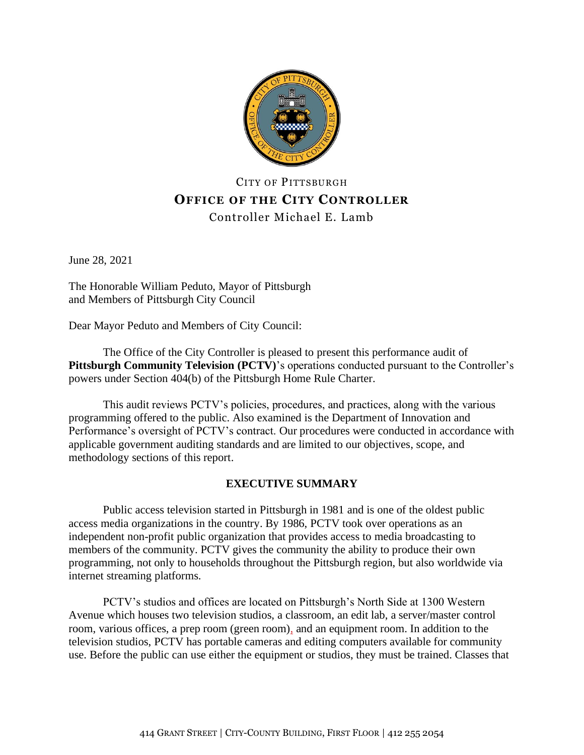CITY OF PITTSBURGH

**OFFICE OF THE CITY CONTROLLER**

Controller Michael E. Lamb

June 28, 2021

The Honorable William Peduto, Mayor of Pittsburgh
and Members of Pittsburgh City Council

Dear Mayor Peduto and Members of City Council:

The Office of the City Controller is pleased to present this performance audit of **Pittsburgh Community Television (PCTV)**'s operations conducted pursuant to the Controller's powers under Section 404(b) of the Pittsburgh Home Rule Charter.

This audit reviews PCTV's policies, procedures, and practices, along with the various programming offered to the public. Also examined is the Department of Innovation and Performance's oversight of PCTV's contract. Our procedures were conducted in accordance with applicable government auditing standards and are limited to our objectives, scope, and methodology sections of this report.

## EXECUTIVE SUMMARY

Public access television started in Pittsburgh in 1981 and is one of the oldest public access media organizations in the country. By 1986, PCTV took over operations as an independent non-profit public organization that provides access to media broadcasting to members of the community. PCTV gives the community the ability to produce their own programming, not only to households throughout the Pittsburgh region, but also worldwide via internet streaming platforms.

PCTV's studios and offices are located on Pittsburgh's North Side at 1300 Western Avenue which houses two television studios, a classroom, an edit lab, a server/master control room, various offices, a prep room (green room), and an equipment room. In addition to the television studios, PCTV has portable cameras and editing computers available for community use. Before the public can use either the equipment or studios, they must be trained. Classes that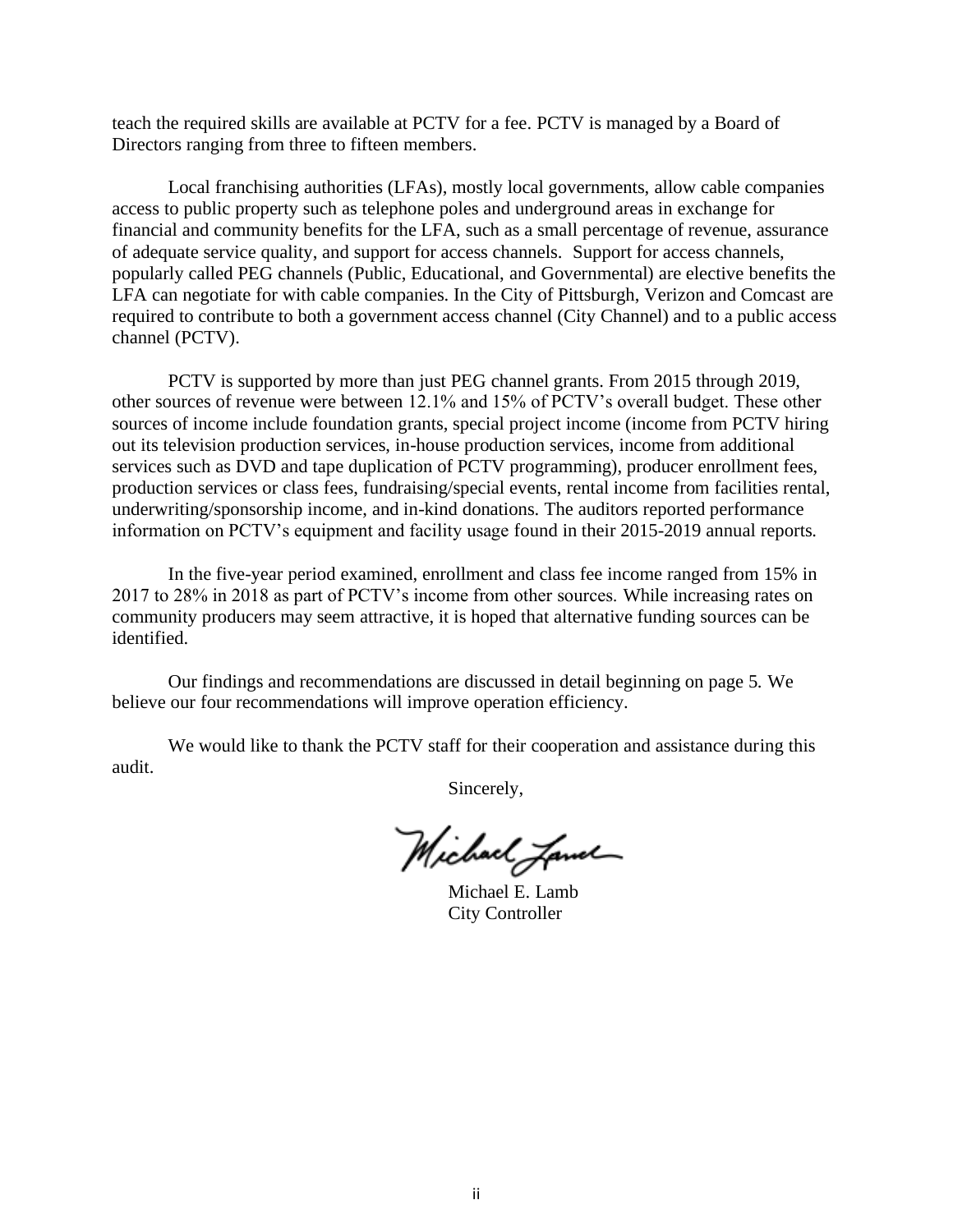teach the required skills are available at PCTV for a fee. PCTV is managed by a Board of Directors ranging from three to fifteen members.

Local franchising authorities (LFAs), mostly local governments, allow cable companies access to public property such as telephone poles and underground areas in exchange for financial and community benefits for the LFA, such as a small percentage of revenue, assurance of adequate service quality, and support for access channels. Support for access channels, popularly called PEG channels (Public, Educational, and Governmental) are elective benefits the LFA can negotiate for with cable companies. In the City of Pittsburgh, Verizon and Comcast are required to contribute to both a government access channel (City Channel) and to a public access channel (PCTV).

PCTV is supported by more than just PEG channel grants. From 2015 through 2019, other sources of revenue were between 12.1% and 15% of PCTV's overall budget. These other sources of income include foundation grants, special project income (income from PCTV hiring out its television production services, in-house production services, income from additional services such as DVD and tape duplication of PCTV programming), producer enrollment fees, production services or class fees, fundraising/special events, rental income from facilities rental, underwriting/sponsorship income, and in-kind donations. The auditors reported performance information on PCTV's equipment and facility usage found in their 2015-2019 annual reports.

In the five-year period examined, enrollment and class fee income ranged from 15% in 2017 to 28% in 2018 as part of PCTV's income from other sources. While increasing rates on community producers may seem attractive, it is hoped that alternative funding sources can be identified.

Our findings and recommendations are discussed in detail beginning on page 5. We believe our four recommendations will improve operation efficiency.

We would like to thank the PCTV staff for their cooperation and assistance during this audit.

Sincerely,

Michael E. Lamb
City Controller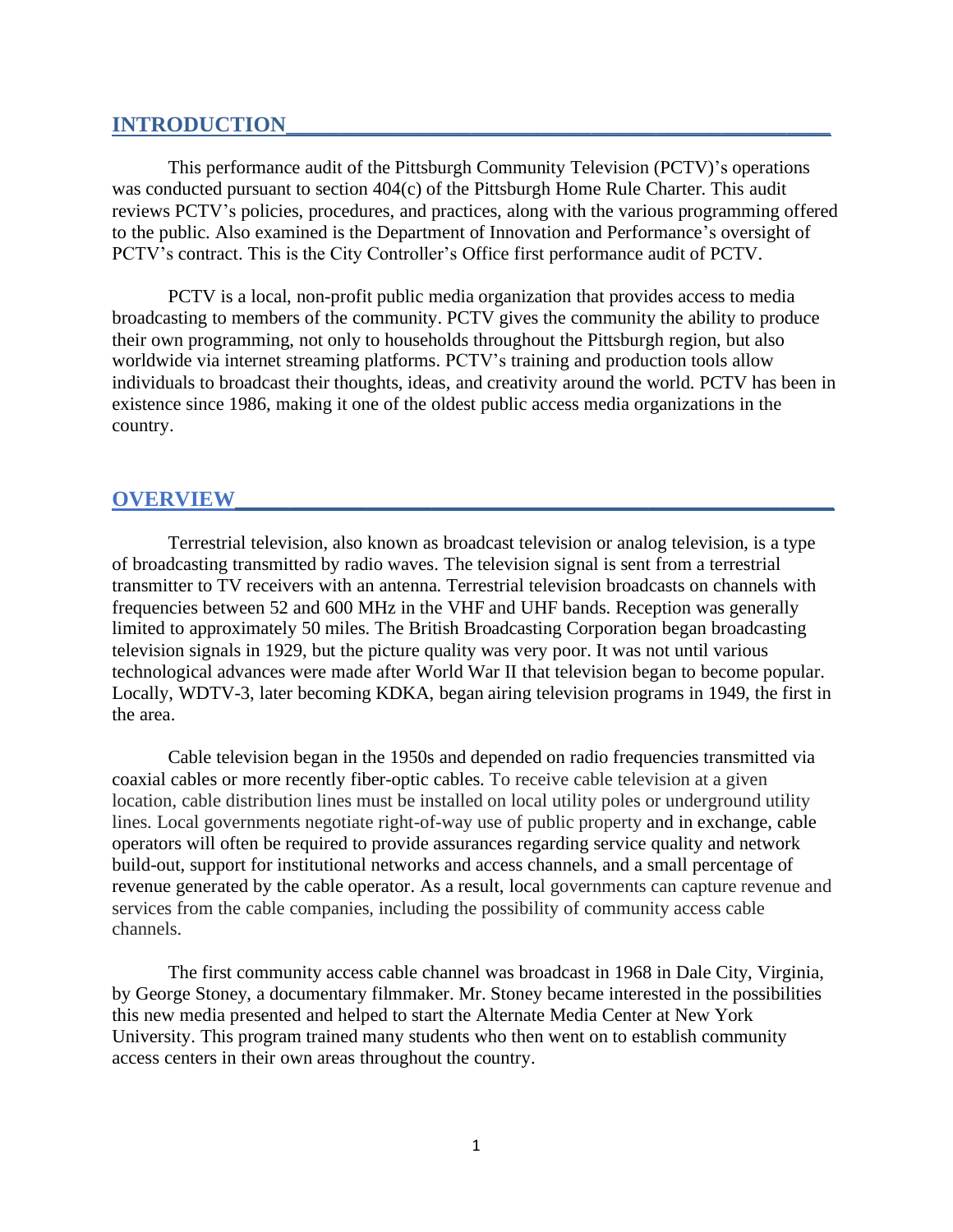## INTRODUCTION

This performance audit of the Pittsburgh Community Television (PCTV)'s operations was conducted pursuant to section 404(c) of the Pittsburgh Home Rule Charter. This audit reviews PCTV's policies, procedures, and practices, along with the various programming offered to the public. Also examined is the Department of Innovation and Performance's oversight of PCTV's contract. This is the City Controller's Office first performance audit of PCTV.

PCTV is a local, non-profit public media organization that provides access to media broadcasting to members of the community. PCTV gives the community the ability to produce their own programming, not only to households throughout the Pittsburgh region, but also worldwide via internet streaming platforms. PCTV's training and production tools allow individuals to broadcast their thoughts, ideas, and creativity around the world. PCTV has been in existence since 1986, making it one of the oldest public access media organizations in the country.

## OVERVIEW

Terrestrial television, also known as broadcast television or analog television, is a type of broadcasting transmitted by radio waves. The television signal is sent from a terrestrial transmitter to TV receivers with an antenna. Terrestrial television broadcasts on channels with frequencies between 52 and 600 MHz in the VHF and UHF bands. Reception was generally limited to approximately 50 miles. The British Broadcasting Corporation began broadcasting television signals in 1929, but the picture quality was very poor. It was not until various technological advances were made after World War II that television began to become popular. Locally, WDTV-3, later becoming KDKA, began airing television programs in 1949, the first in the area.

Cable television began in the 1950s and depended on radio frequencies transmitted via coaxial cables or more recently fiber-optic cables. To receive cable television at a given location, cable distribution lines must be installed on local utility poles or underground utility lines. Local governments negotiate right-of-way use of public property and in exchange, cable operators will often be required to provide assurances regarding service quality and network build-out, support for institutional networks and access channels, and a small percentage of revenue generated by the cable operator. As a result, local governments can capture revenue and services from the cable companies, including the possibility of community access cable channels.

The first community access cable channel was broadcast in 1968 in Dale City, Virginia, by George Stoney, a documentary filmmaker. Mr. Stoney became interested in the possibilities this new media presented and helped to start the Alternate Media Center at New York University. This program trained many students who then went on to establish community access centers in their own areas throughout the country.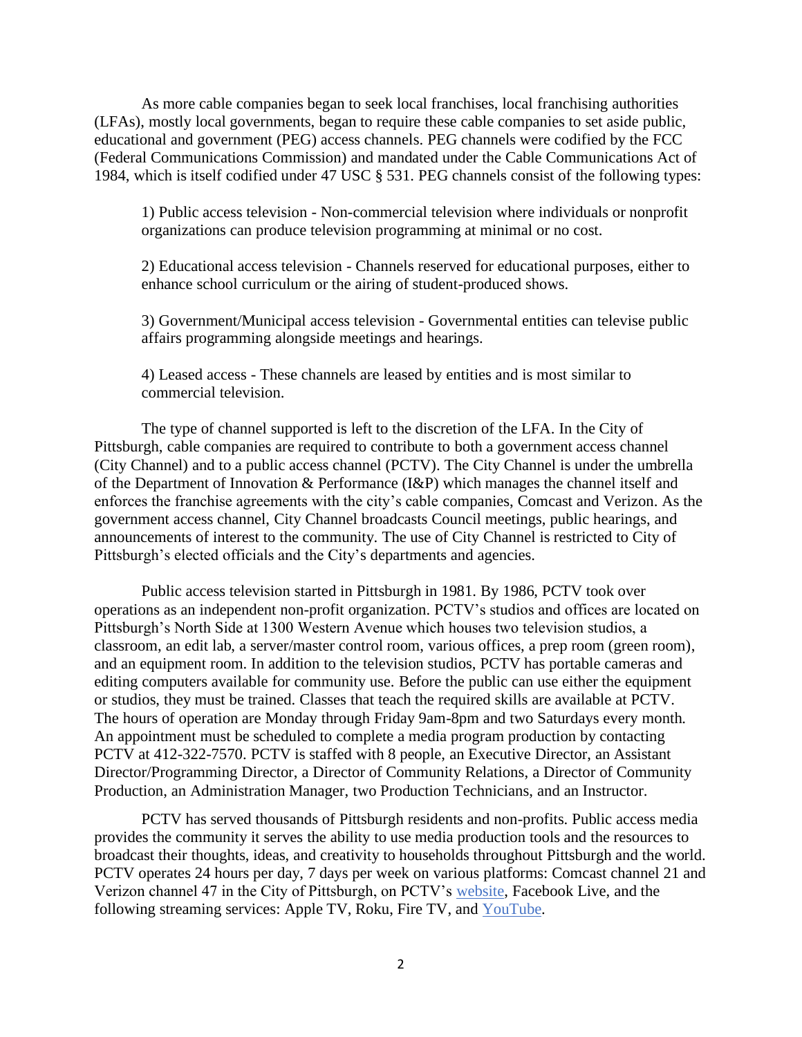As more cable companies began to seek local franchises, local franchising authorities (LFAs), mostly local governments, began to require these cable companies to set aside public, educational and government (PEG) access channels. PEG channels were codified by the FCC (Federal Communications Commission) and mandated under the Cable Communications Act of 1984, which is itself codified under 47 USC § 531. PEG channels consist of the following types:

1) Public access television - Non-commercial television where individuals or nonprofit organizations can produce television programming at minimal or no cost.

2) Educational access television - Channels reserved for educational purposes, either to enhance school curriculum or the airing of student-produced shows.

3) Government/Municipal access television - Governmental entities can televise public affairs programming alongside meetings and hearings.

4) Leased access - These channels are leased by entities and is most similar to commercial television.

The type of channel supported is left to the discretion of the LFA. In the City of Pittsburgh, cable companies are required to contribute to both a government access channel (City Channel) and to a public access channel (PCTV). The City Channel is under the umbrella of the Department of Innovation & Performance (I&P) which manages the channel itself and enforces the franchise agreements with the city's cable companies, Comcast and Verizon. As the government access channel, City Channel broadcasts Council meetings, public hearings, and announcements of interest to the community. The use of City Channel is restricted to City of Pittsburgh's elected officials and the City's departments and agencies.

Public access television started in Pittsburgh in 1981. By 1986, PCTV took over operations as an independent non-profit organization. PCTV's studios and offices are located on Pittsburgh's North Side at 1300 Western Avenue which houses two television studios, a classroom, an edit lab, a server/master control room, various offices, a prep room (green room), and an equipment room. In addition to the television studios, PCTV has portable cameras and editing computers available for community use. Before the public can use either the equipment or studios, they must be trained. Classes that teach the required skills are available at PCTV. The hours of operation are Monday through Friday 9am-8pm and two Saturdays every month. An appointment must be scheduled to complete a media program production by contacting PCTV at 412-322-7570. PCTV is staffed with 8 people, an Executive Director, an Assistant Director/Programming Director, a Director of Community Relations, a Director of Community Production, an Administration Manager, two Production Technicians, and an Instructor.

PCTV has served thousands of Pittsburgh residents and non-profits. Public access media provides the community it serves the ability to use media production tools and the resources to broadcast their thoughts, ideas, and creativity to households throughout Pittsburgh and the world. PCTV operates 24 hours per day, 7 days per week on various platforms: Comcast channel 21 and Verizon channel 47 in the City of Pittsburgh, on PCTV's website, Facebook Live, and the following streaming services: Apple TV, Roku, Fire TV, and YouTube.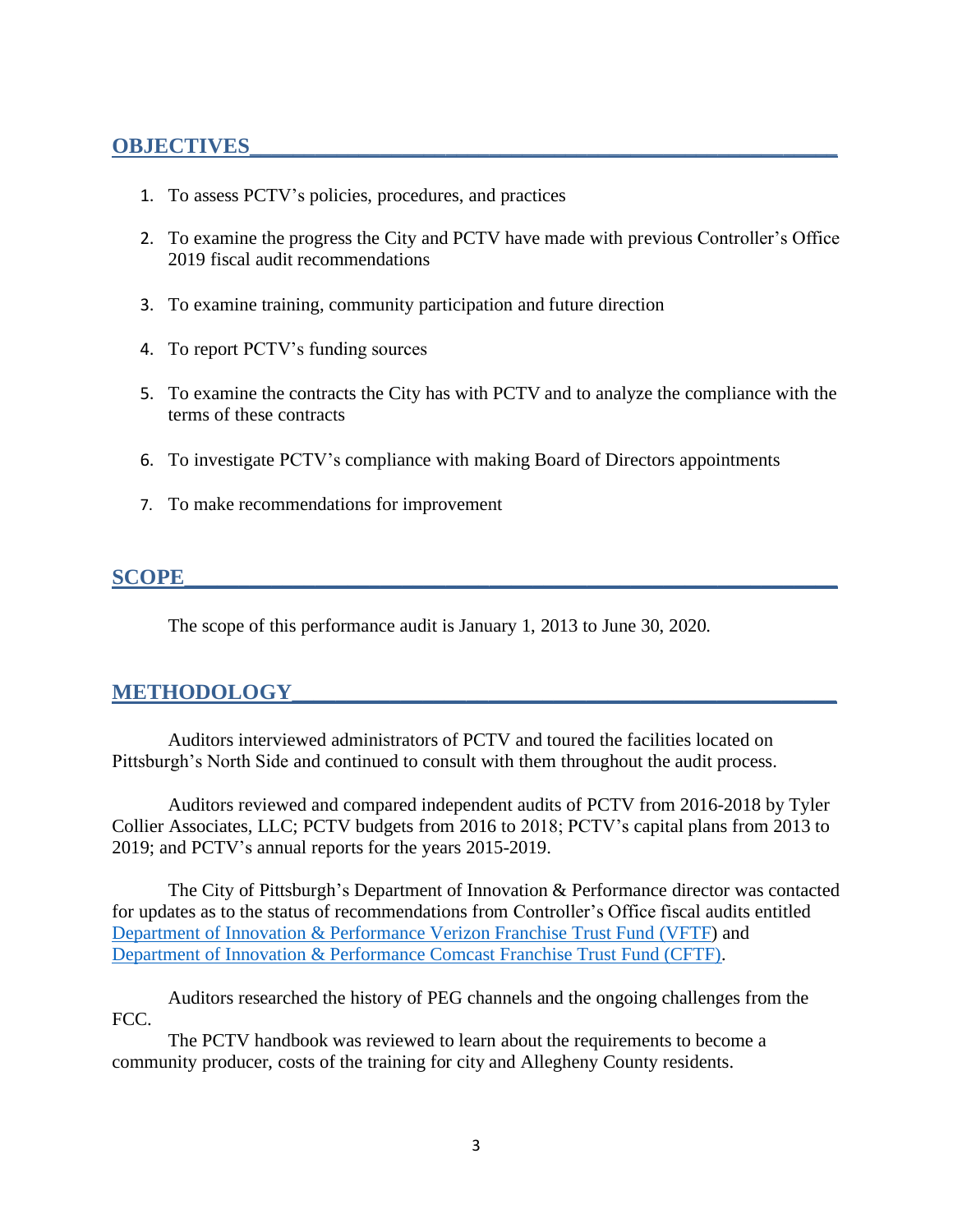## OBJECTIVES

1. To assess PCTV's policies, procedures, and practices
2. To examine the progress the City and PCTV have made with previous Controller's Office 2019 fiscal audit recommendations
3. To examine training, community participation and future direction
4. To report PCTV's funding sources
5. To examine the contracts the City has with PCTV and to analyze the compliance with the terms of these contracts
6. To investigate PCTV's compliance with making Board of Directors appointments
7. To make recommendations for improvement

## SCOPE

The scope of this performance audit is January 1, 2013 to June 30, 2020.

## METHODOLOGY

Auditors interviewed administrators of PCTV and toured the facilities located on Pittsburgh's North Side and continued to consult with them throughout the audit process.

Auditors reviewed and compared independent audits of PCTV from 2016-2018 by Tyler Collier Associates, LLC; PCTV budgets from 2016 to 2018; PCTV's capital plans from 2013 to 2019; and PCTV's annual reports for the years 2015-2019.

The City of Pittsburgh's Department of Innovation & Performance director was contacted for updates as to the status of recommendations from Controller's Office fiscal audits entitled Department of Innovation & Performance Verizon Franchise Trust Fund (VFTF) and Department of Innovation & Performance Comcast Franchise Trust Fund (CFTF).

Auditors researched the history of PEG channels and the ongoing challenges from the FCC.

The PCTV handbook was reviewed to learn about the requirements to become a community producer, costs of the training for city and Allegheny County residents.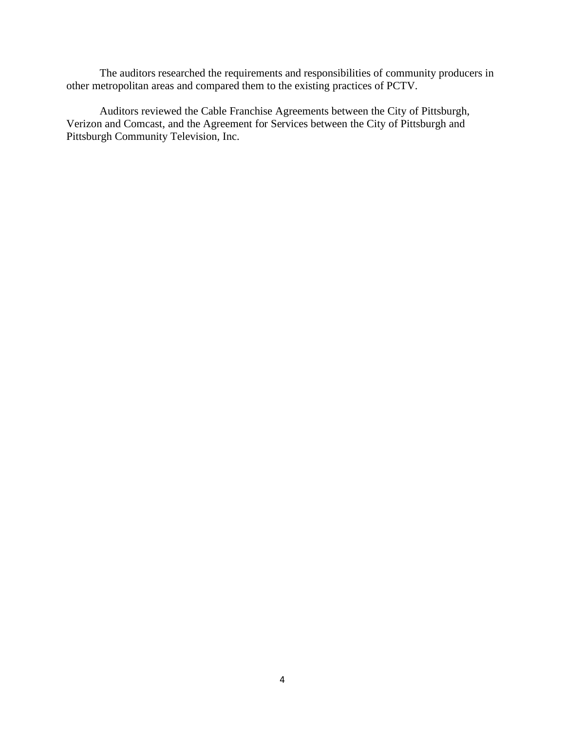The auditors researched the requirements and responsibilities of community producers in other metropolitan areas and compared them to the existing practices of PCTV.

Auditors reviewed the Cable Franchise Agreements between the City of Pittsburgh, Verizon and Comcast, and the Agreement for Services between the City of Pittsburgh and Pittsburgh Community Television, Inc.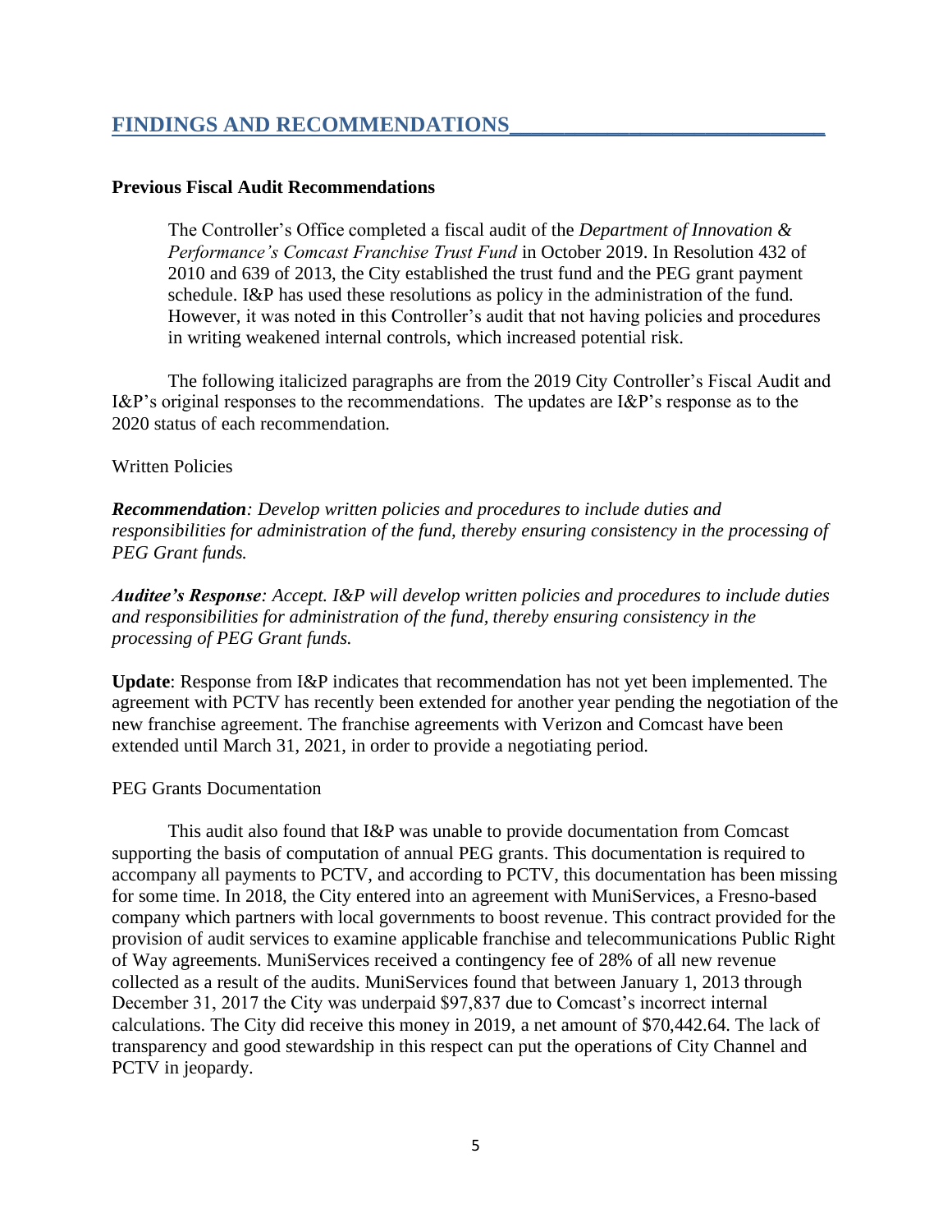## FINDINGS AND RECOMMENDATIONS

### Previous Fiscal Audit Recommendations

The Controller's Office completed a fiscal audit of the *Department of Innovation & Performance's Comcast Franchise Trust Fund* in October 2019. In Resolution 432 of 2010 and 639 of 2013, the City established the trust fund and the PEG grant payment schedule. I&P has used these resolutions as policy in the administration of the fund. However, it was noted in this Controller's audit that not having policies and procedures in writing weakened internal controls, which increased potential risk.

The following italicized paragraphs are from the 2019 City Controller's Fiscal Audit and I&P's original responses to the recommendations. The updates are I&P's response as to the 2020 status of each recommendation.

Written Policies

***Recommendation****: Develop written policies and procedures to include duties and responsibilities for administration of the fund, thereby ensuring consistency in the processing of PEG Grant funds.*

***Auditee's Response****: Accept. I&P will develop written policies and procedures to include duties and responsibilities for administration of the fund, thereby ensuring consistency in the processing of PEG Grant funds.*

**Update**: Response from I&P indicates that recommendation has not yet been implemented. The agreement with PCTV has recently been extended for another year pending the negotiation of the new franchise agreement. The franchise agreements with Verizon and Comcast have been extended until March 31, 2021, in order to provide a negotiating period.

PEG Grants Documentation

This audit also found that I&P was unable to provide documentation from Comcast supporting the basis of computation of annual PEG grants. This documentation is required to accompany all payments to PCTV, and according to PCTV, this documentation has been missing for some time. In 2018, the City entered into an agreement with MuniServices, a Fresno-based company which partners with local governments to boost revenue. This contract provided for the provision of audit services to examine applicable franchise and telecommunications Public Right of Way agreements. MuniServices received a contingency fee of 28% of all new revenue collected as a result of the audits. MuniServices found that between January 1, 2013 through December 31, 2017 the City was underpaid $97,837 due to Comcast's incorrect internal calculations. The City did receive this money in 2019, a net amount of $70,442.64. The lack of transparency and good stewardship in this respect can put the operations of City Channel and PCTV in jeopardy.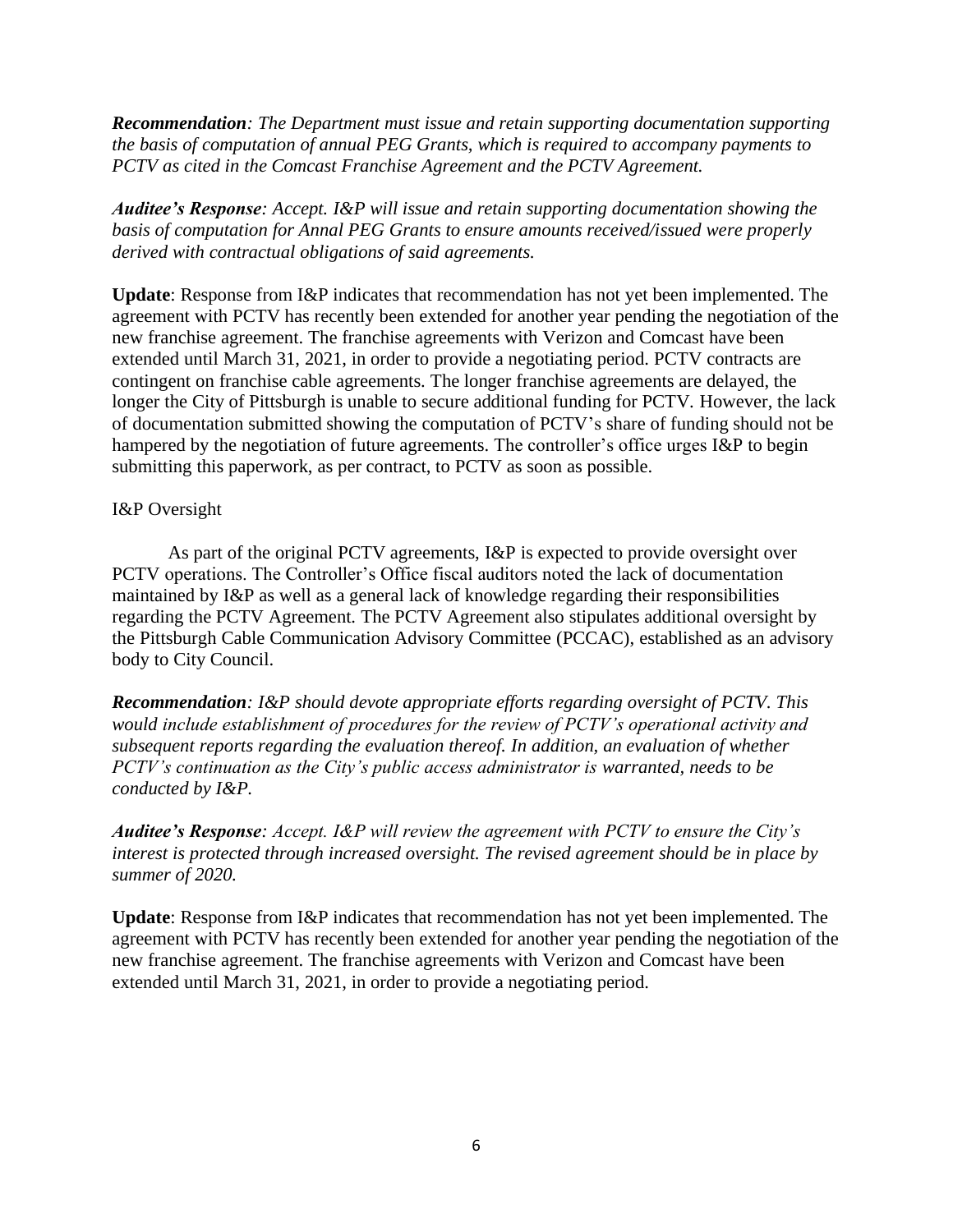***Recommendation**: The Department must issue and retain supporting documentation supporting the basis of computation of annual PEG Grants, which is required to accompany payments to PCTV as cited in the Comcast Franchise Agreement and the PCTV Agreement.*

***Auditee's Response**: Accept. I&P will issue and retain supporting documentation showing the basis of computation for Annal PEG Grants to ensure amounts received/issued were properly derived with contractual obligations of said agreements.*

**Update**: Response from I&P indicates that recommendation has not yet been implemented. The agreement with PCTV has recently been extended for another year pending the negotiation of the new franchise agreement. The franchise agreements with Verizon and Comcast have been extended until March 31, 2021, in order to provide a negotiating period. PCTV contracts are contingent on franchise cable agreements. The longer franchise agreements are delayed, the longer the City of Pittsburgh is unable to secure additional funding for PCTV. However, the lack of documentation submitted showing the computation of PCTV's share of funding should not be hampered by the negotiation of future agreements. The controller's office urges I&P to begin submitting this paperwork, as per contract, to PCTV as soon as possible.

I&P Oversight

As part of the original PCTV agreements, I&P is expected to provide oversight over PCTV operations. The Controller's Office fiscal auditors noted the lack of documentation maintained by I&P as well as a general lack of knowledge regarding their responsibilities regarding the PCTV Agreement. The PCTV Agreement also stipulates additional oversight by the Pittsburgh Cable Communication Advisory Committee (PCCAC), established as an advisory body to City Council.

***Recommendation**: I&P should devote appropriate efforts regarding oversight of PCTV. This would include establishment of procedures for the review of PCTV's operational activity and subsequent reports regarding the evaluation thereof. In addition, an evaluation of whether PCTV's continuation as the City's public access administrator is warranted, needs to be conducted by I&P.*

***Auditee's Response**: Accept. I&P will review the agreement with PCTV to ensure the City's interest is protected through increased oversight. The revised agreement should be in place by summer of 2020.*

**Update**: Response from I&P indicates that recommendation has not yet been implemented. The agreement with PCTV has recently been extended for another year pending the negotiation of the new franchise agreement. The franchise agreements with Verizon and Comcast have been extended until March 31, 2021, in order to provide a negotiating period.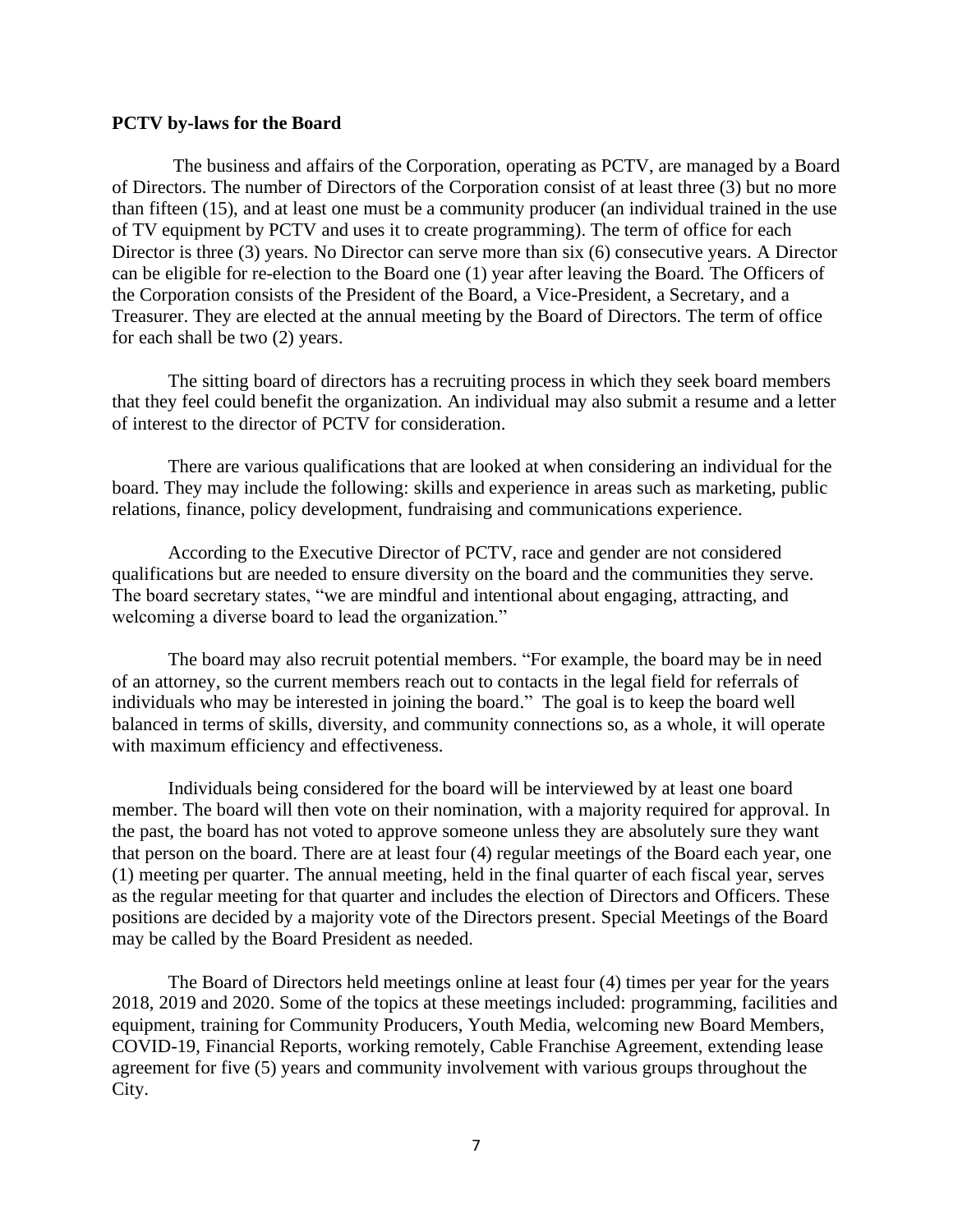**PCTV by-laws for the Board**

The business and affairs of the Corporation, operating as PCTV, are managed by a Board of Directors. The number of Directors of the Corporation consist of at least three (3) but no more than fifteen (15), and at least one must be a community producer (an individual trained in the use of TV equipment by PCTV and uses it to create programming). The term of office for each Director is three (3) years. No Director can serve more than six (6) consecutive years. A Director can be eligible for re-election to the Board one (1) year after leaving the Board. The Officers of the Corporation consists of the President of the Board, a Vice-President, a Secretary, and a Treasurer. They are elected at the annual meeting by the Board of Directors. The term of office for each shall be two (2) years.

The sitting board of directors has a recruiting process in which they seek board members that they feel could benefit the organization. An individual may also submit a resume and a letter of interest to the director of PCTV for consideration.

There are various qualifications that are looked at when considering an individual for the board. They may include the following: skills and experience in areas such as marketing, public relations, finance, policy development, fundraising and communications experience.

According to the Executive Director of PCTV, race and gender are not considered qualifications but are needed to ensure diversity on the board and the communities they serve. The board secretary states, "we are mindful and intentional about engaging, attracting, and welcoming a diverse board to lead the organization."

The board may also recruit potential members. "For example, the board may be in need of an attorney, so the current members reach out to contacts in the legal field for referrals of individuals who may be interested in joining the board." The goal is to keep the board well balanced in terms of skills, diversity, and community connections so, as a whole, it will operate with maximum efficiency and effectiveness.

Individuals being considered for the board will be interviewed by at least one board member. The board will then vote on their nomination, with a majority required for approval. In the past, the board has not voted to approve someone unless they are absolutely sure they want that person on the board. There are at least four (4) regular meetings of the Board each year, one (1) meeting per quarter. The annual meeting, held in the final quarter of each fiscal year, serves as the regular meeting for that quarter and includes the election of Directors and Officers. These positions are decided by a majority vote of the Directors present. Special Meetings of the Board may be called by the Board President as needed.

The Board of Directors held meetings online at least four (4) times per year for the years 2018, 2019 and 2020. Some of the topics at these meetings included: programming, facilities and equipment, training for Community Producers, Youth Media, welcoming new Board Members, COVID-19, Financial Reports, working remotely, Cable Franchise Agreement, extending lease agreement for five (5) years and community involvement with various groups throughout the City.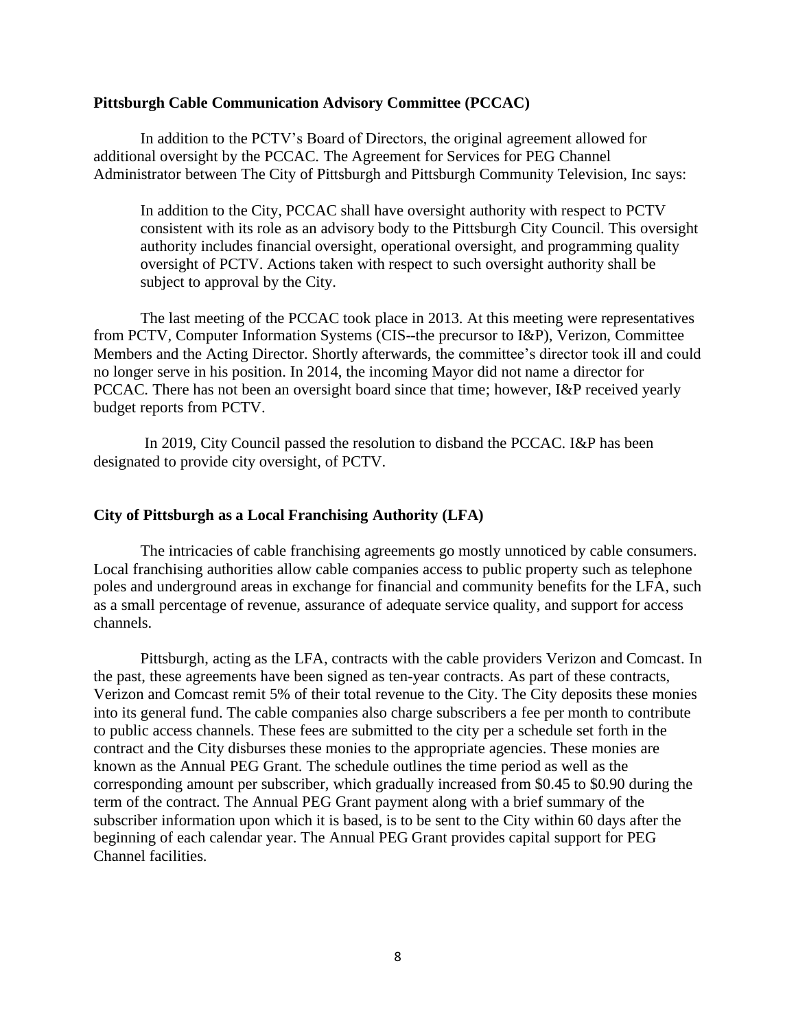**Pittsburgh Cable Communication Advisory Committee (PCCAC)**

In addition to the PCTV's Board of Directors, the original agreement allowed for additional oversight by the PCCAC. The Agreement for Services for PEG Channel Administrator between The City of Pittsburgh and Pittsburgh Community Television, Inc says:

> In addition to the City, PCCAC shall have oversight authority with respect to PCTV consistent with its role as an advisory body to the Pittsburgh City Council. This oversight authority includes financial oversight, operational oversight, and programming quality oversight of PCTV. Actions taken with respect to such oversight authority shall be subject to approval by the City.

The last meeting of the PCCAC took place in 2013. At this meeting were representatives from PCTV, Computer Information Systems (CIS--the precursor to I&P), Verizon, Committee Members and the Acting Director. Shortly afterwards, the committee's director took ill and could no longer serve in his position. In 2014, the incoming Mayor did not name a director for PCCAC. There has not been an oversight board since that time; however, I&P received yearly budget reports from PCTV.

In 2019, City Council passed the resolution to disband the PCCAC. I&P has been designated to provide city oversight, of PCTV.

**City of Pittsburgh as a Local Franchising Authority (LFA)**

The intricacies of cable franchising agreements go mostly unnoticed by cable consumers. Local franchising authorities allow cable companies access to public property such as telephone poles and underground areas in exchange for financial and community benefits for the LFA, such as a small percentage of revenue, assurance of adequate service quality, and support for access channels.

Pittsburgh, acting as the LFA, contracts with the cable providers Verizon and Comcast. In the past, these agreements have been signed as ten-year contracts. As part of these contracts, Verizon and Comcast remit 5% of their total revenue to the City. The City deposits these monies into its general fund. The cable companies also charge subscribers a fee per month to contribute to public access channels. These fees are submitted to the city per a schedule set forth in the contract and the City disburses these monies to the appropriate agencies. These monies are known as the Annual PEG Grant. The schedule outlines the time period as well as the corresponding amount per subscriber, which gradually increased from $0.45 to $0.90 during the term of the contract. The Annual PEG Grant payment along with a brief summary of the subscriber information upon which it is based, is to be sent to the City within 60 days after the beginning of each calendar year. The Annual PEG Grant provides capital support for PEG Channel facilities.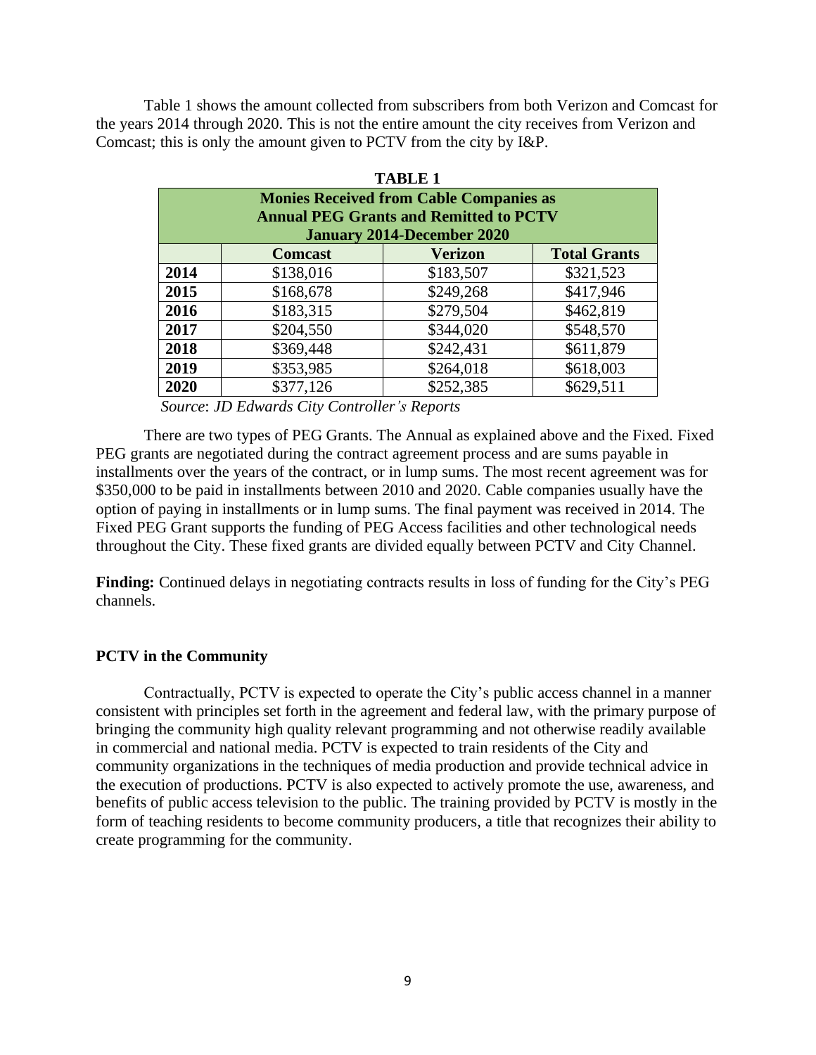Table 1 shows the amount collected from subscribers from both Verizon and Comcast for the years 2014 through 2020. This is not the entire amount the city receives from Verizon and Comcast; this is only the amount given to PCTV from the city by I&P.

**TABLE 1**

| Monies Received from Cable Companies as Annual PEG Grants and Remitted to PCTV January 2014-December 2020 | | | |
|---|---|---|---|
| | **Comcast** | **Verizon** | **Total Grants** |
| **2014** | $138,016 | $183,507 | $321,523 |
| **2015** | $168,678 | $249,268 | $417,946 |
| **2016** | $183,315 | $279,504 | $462,819 |
| **2017** | $204,550 | $344,020 | $548,570 |
| **2018** | $369,448 | $242,431 | $611,879 |
| **2019** | $353,985 | $264,018 | $618,003 |
| **2020** | $377,126 | $252,385 | $629,511 |

*Source*: *JD Edwards City Controller's Reports*

There are two types of PEG Grants. The Annual as explained above and the Fixed. Fixed PEG grants are negotiated during the contract agreement process and are sums payable in installments over the years of the contract, or in lump sums. The most recent agreement was for $350,000 to be paid in installments between 2010 and 2020. Cable companies usually have the option of paying in installments or in lump sums. The final payment was received in 2014. The Fixed PEG Grant supports the funding of PEG Access facilities and other technological needs throughout the City. These fixed grants are divided equally between PCTV and City Channel.

**Finding:** Continued delays in negotiating contracts results in loss of funding for the City's PEG channels.

### PCTV in the Community

Contractually, PCTV is expected to operate the City's public access channel in a manner consistent with principles set forth in the agreement and federal law, with the primary purpose of bringing the community high quality relevant programming and not otherwise readily available in commercial and national media. PCTV is expected to train residents of the City and community organizations in the techniques of media production and provide technical advice in the execution of productions. PCTV is also expected to actively promote the use, awareness, and benefits of public access television to the public. The training provided by PCTV is mostly in the form of teaching residents to become community producers, a title that recognizes their ability to create programming for the community.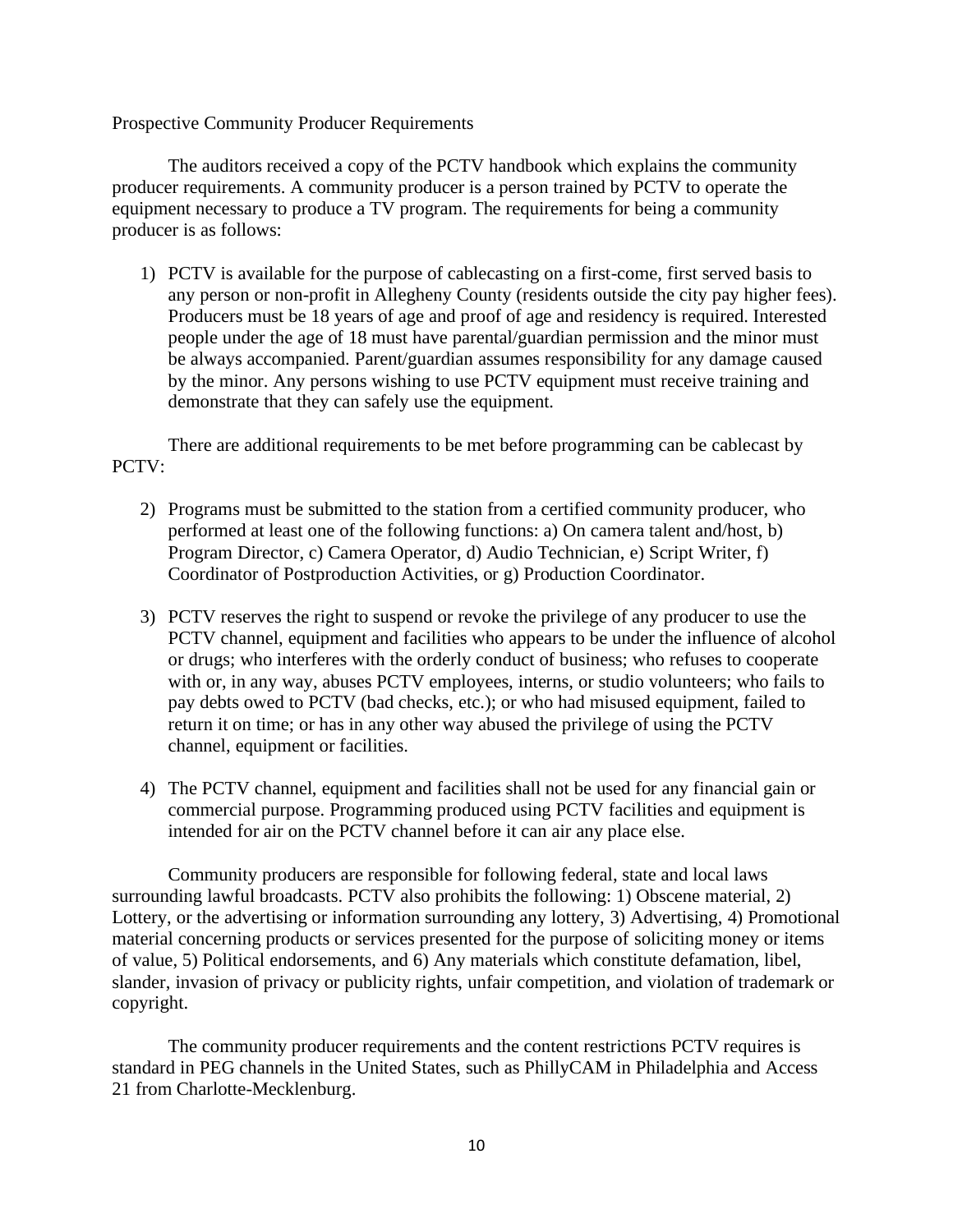Prospective Community Producer Requirements

The auditors received a copy of the PCTV handbook which explains the community producer requirements. A community producer is a person trained by PCTV to operate the equipment necessary to produce a TV program. The requirements for being a community producer is as follows:

1) PCTV is available for the purpose of cablecasting on a first-come, first served basis to any person or non-profit in Allegheny County (residents outside the city pay higher fees). Producers must be 18 years of age and proof of age and residency is required. Interested people under the age of 18 must have parental/guardian permission and the minor must be always accompanied. Parent/guardian assumes responsibility for any damage caused by the minor. Any persons wishing to use PCTV equipment must receive training and demonstrate that they can safely use the equipment.

There are additional requirements to be met before programming can be cablecast by PCTV:

2) Programs must be submitted to the station from a certified community producer, who performed at least one of the following functions: a) On camera talent and/host, b) Program Director, c) Camera Operator, d) Audio Technician, e) Script Writer, f) Coordinator of Postproduction Activities, or g) Production Coordinator.

3) PCTV reserves the right to suspend or revoke the privilege of any producer to use the PCTV channel, equipment and facilities who appears to be under the influence of alcohol or drugs; who interferes with the orderly conduct of business; who refuses to cooperate with or, in any way, abuses PCTV employees, interns, or studio volunteers; who fails to pay debts owed to PCTV (bad checks, etc.); or who had misused equipment, failed to return it on time; or has in any other way abused the privilege of using the PCTV channel, equipment or facilities.

4) The PCTV channel, equipment and facilities shall not be used for any financial gain or commercial purpose. Programming produced using PCTV facilities and equipment is intended for air on the PCTV channel before it can air any place else.

Community producers are responsible for following federal, state and local laws surrounding lawful broadcasts. PCTV also prohibits the following: 1) Obscene material, 2) Lottery, or the advertising or information surrounding any lottery, 3) Advertising, 4) Promotional material concerning products or services presented for the purpose of soliciting money or items of value, 5) Political endorsements, and 6) Any materials which constitute defamation, libel, slander, invasion of privacy or publicity rights, unfair competition, and violation of trademark or copyright.

The community producer requirements and the content restrictions PCTV requires is standard in PEG channels in the United States, such as PhillyCAM in Philadelphia and Access 21 from Charlotte-Mecklenburg.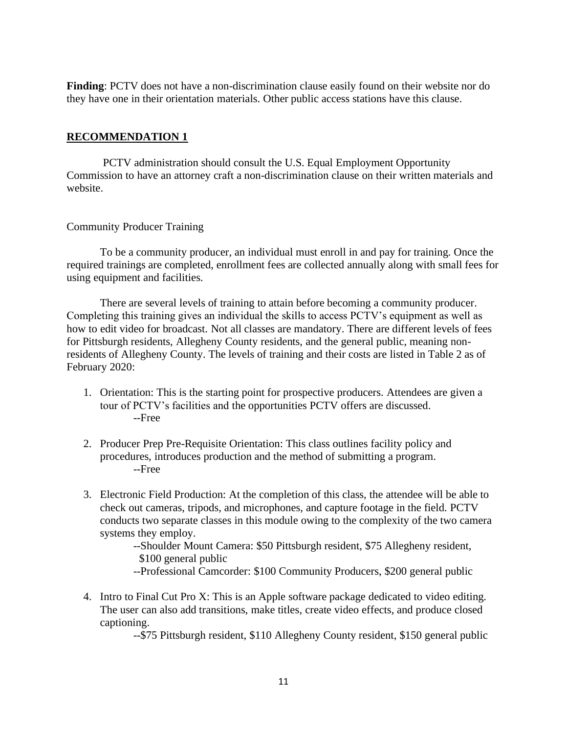**Finding**: PCTV does not have a non-discrimination clause easily found on their website nor do they have one in their orientation materials. Other public access stations have this clause.

## RECOMMENDATION 1

PCTV administration should consult the U.S. Equal Employment Opportunity Commission to have an attorney craft a non-discrimination clause on their written materials and website.

### Community Producer Training

To be a community producer, an individual must enroll in and pay for training. Once the required trainings are completed, enrollment fees are collected annually along with small fees for using equipment and facilities.

There are several levels of training to attain before becoming a community producer. Completing this training gives an individual the skills to access PCTV's equipment as well as how to edit video for broadcast. Not all classes are mandatory. There are different levels of fees for Pittsburgh residents, Allegheny County residents, and the general public, meaning non-residents of Allegheny County. The levels of training and their costs are listed in Table 2 as of February 2020:

1. Orientation: This is the starting point for prospective producers. Attendees are given a tour of PCTV's facilities and the opportunities PCTV offers are discussed.
   --Free

2. Producer Prep Pre-Requisite Orientation: This class outlines facility policy and procedures, introduces production and the method of submitting a program.
   --Free

3. Electronic Field Production: At the completion of this class, the attendee will be able to check out cameras, tripods, and microphones, and capture footage in the field. PCTV conducts two separate classes in this module owing to the complexity of the two camera systems they employ.
   --Shoulder Mount Camera: $50 Pittsburgh resident, $75 Allegheny resident, $100 general public
   --Professional Camcorder: $100 Community Producers, $200 general public

4. Intro to Final Cut Pro X: This is an Apple software package dedicated to video editing. The user can also add transitions, make titles, create video effects, and produce closed captioning.
   --$75 Pittsburgh resident, $110 Allegheny County resident, $150 general public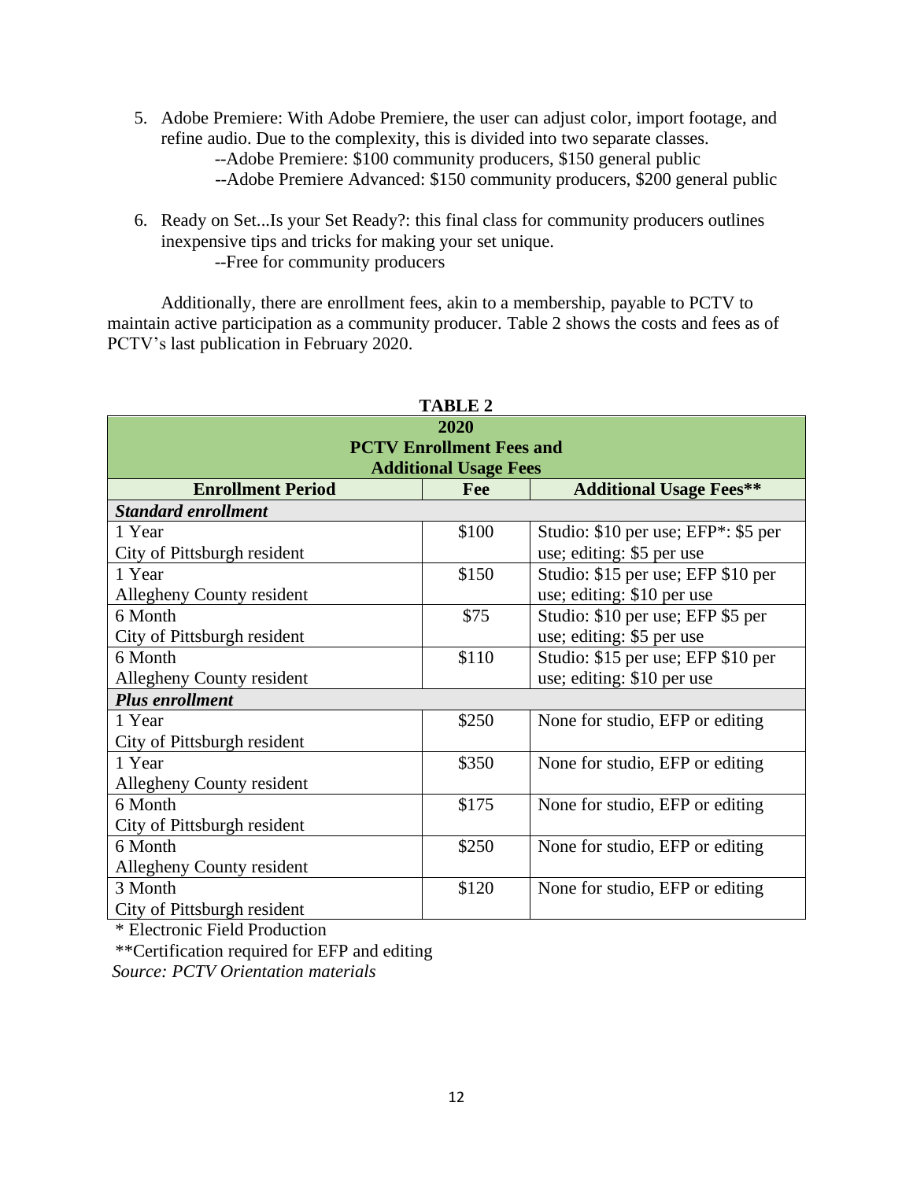5. Adobe Premiere: With Adobe Premiere, the user can adjust color, import footage, and refine audio. Due to the complexity, this is divided into two separate classes.
   --Adobe Premiere: $100 community producers, $150 general public
   --Adobe Premiere Advanced: $150 community producers, $200 general public

6. Ready on Set...Is your Set Ready?: this final class for community producers outlines inexpensive tips and tricks for making your set unique.
   --Free for community producers

Additionally, there are enrollment fees, akin to a membership, payable to PCTV to maintain active participation as a community producer. Table 2 shows the costs and fees as of PCTV's last publication in February 2020.

**TABLE 2**

| **2020 PCTV Enrollment Fees and Additional Usage Fees** | | |
|---|---|---|
| **Enrollment Period** | **Fee** | **Additional Usage Fees\*\*** |
| ***Standard enrollment*** | | |
| 1 Year City of Pittsburgh resident | $100 | Studio: $10 per use; EFP*: $5 per use; editing: $5 per use |
| 1 Year Allegheny County resident | $150 | Studio: $15 per use; EFP $10 per use; editing: $10 per use |
| 6 Month City of Pittsburgh resident | $75 | Studio: $10 per use; EFP $5 per use; editing: $5 per use |
| 6 Month Allegheny County resident | $110 | Studio: $15 per use; EFP $10 per use; editing: $10 per use |
| ***Plus enrollment*** | | |
| 1 Year City of Pittsburgh resident | $250 | None for studio, EFP or editing |
| 1 Year Allegheny County resident | $350 | None for studio, EFP or editing |
| 6 Month City of Pittsburgh resident | $175 | None for studio, EFP or editing |
| 6 Month Allegheny County resident | $250 | None for studio, EFP or editing |
| 3 Month City of Pittsburgh resident | $120 | None for studio, EFP or editing |

\* Electronic Field Production

\*\*Certification required for EFP and editing

*Source: PCTV Orientation materials*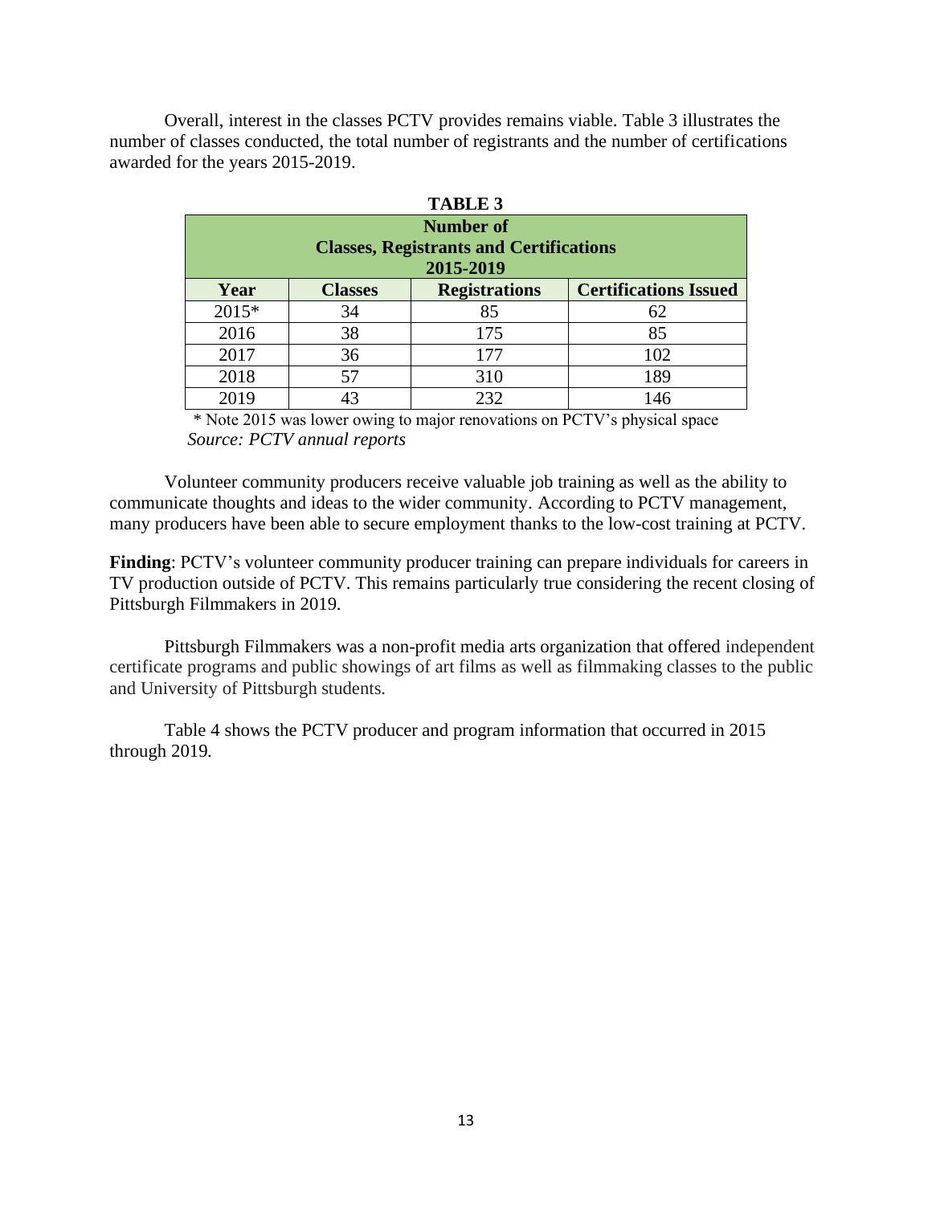Overall, interest in the classes PCTV provides remains viable. Table 3 illustrates the number of classes conducted, the total number of registrants and the number of certifications awarded for the years 2015-2019.

**TABLE 3**

**Number of Classes, Registrants and Certifications 2015-2019**

| Year | Classes | Registrations | Certifications Issued |
|---|---|---|---|
| 2015* | 34 | 85 | 62 |
| 2016 | 38 | 175 | 85 |
| 2017 | 36 | 177 | 102 |
| 2018 | 57 | 310 | 189 |
| 2019 | 43 | 232 | 146 |

\* Note 2015 was lower owing to major renovations on PCTV's physical space
*Source: PCTV annual reports*

Volunteer community producers receive valuable job training as well as the ability to communicate thoughts and ideas to the wider community. According to PCTV management, many producers have been able to secure employment thanks to the low-cost training at PCTV.

**Finding**: PCTV's volunteer community producer training can prepare individuals for careers in TV production outside of PCTV. This remains particularly true considering the recent closing of Pittsburgh Filmmakers in 2019.

Pittsburgh Filmmakers was a non-profit media arts organization that offered independent certificate programs and public showings of art films as well as filmmaking classes to the public and University of Pittsburgh students.

Table 4 shows the PCTV producer and program information that occurred in 2015 through 2019.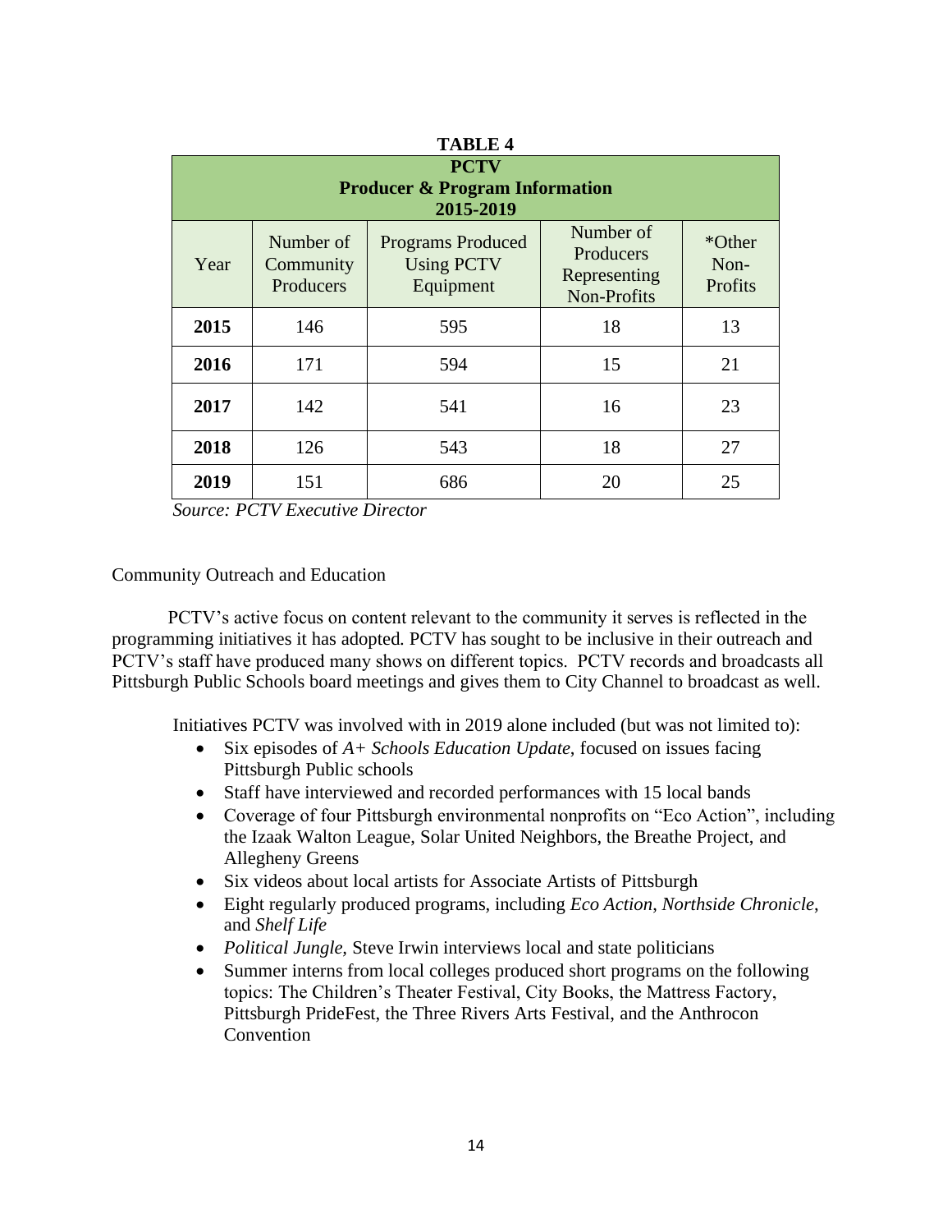**TABLE 4**

| PCTV Producer & Program Information 2015-2019 | | | | |
|---|---|---|---|---|
| Year | Number of Community Producers | Programs Produced Using PCTV Equipment | Number of Producers Representing Non-Profits | *Other Non-Profits |
| **2015** | 146 | 595 | 18 | 13 |
| **2016** | 171 | 594 | 15 | 21 |
| **2017** | 142 | 541 | 16 | 23 |
| **2018** | 126 | 543 | 18 | 27 |
| **2019** | 151 | 686 | 20 | 25 |

*Source: PCTV Executive Director*

Community Outreach and Education

PCTV's active focus on content relevant to the community it serves is reflected in the programming initiatives it has adopted. PCTV has sought to be inclusive in their outreach and PCTV's staff have produced many shows on different topics. PCTV records and broadcasts all Pittsburgh Public Schools board meetings and gives them to City Channel to broadcast as well.

Initiatives PCTV was involved with in 2019 alone included (but was not limited to):

- Six episodes of *A+ Schools Education Update*, focused on issues facing Pittsburgh Public schools
- Staff have interviewed and recorded performances with 15 local bands
- Coverage of four Pittsburgh environmental nonprofits on "Eco Action", including the Izaak Walton League, Solar United Neighbors, the Breathe Project, and Allegheny Greens
- Six videos about local artists for Associate Artists of Pittsburgh
- Eight regularly produced programs, including *Eco Action*, *Northside Chronicle*, and *Shelf Life*
- *Political Jungle,* Steve Irwin interviews local and state politicians
- Summer interns from local colleges produced short programs on the following topics: The Children's Theater Festival, City Books, the Mattress Factory, Pittsburgh PrideFest, the Three Rivers Arts Festival, and the Anthrocon Convention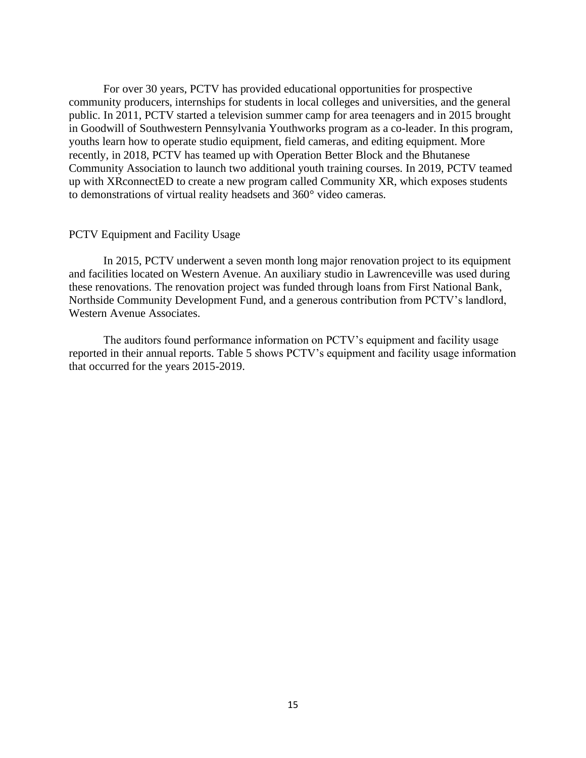For over 30 years, PCTV has provided educational opportunities for prospective community producers, internships for students in local colleges and universities, and the general public. In 2011, PCTV started a television summer camp for area teenagers and in 2015 brought in Goodwill of Southwestern Pennsylvania Youthworks program as a co-leader. In this program, youths learn how to operate studio equipment, field cameras, and editing equipment. More recently, in 2018, PCTV has teamed up with Operation Better Block and the Bhutanese Community Association to launch two additional youth training courses. In 2019, PCTV teamed up with XRconnectED to create a new program called Community XR, which exposes students to demonstrations of virtual reality headsets and 360° video cameras.

## PCTV Equipment and Facility Usage

In 2015, PCTV underwent a seven month long major renovation project to its equipment and facilities located on Western Avenue. An auxiliary studio in Lawrenceville was used during these renovations. The renovation project was funded through loans from First National Bank, Northside Community Development Fund, and a generous contribution from PCTV's landlord, Western Avenue Associates.

The auditors found performance information on PCTV's equipment and facility usage reported in their annual reports. Table 5 shows PCTV's equipment and facility usage information that occurred for the years 2015-2019.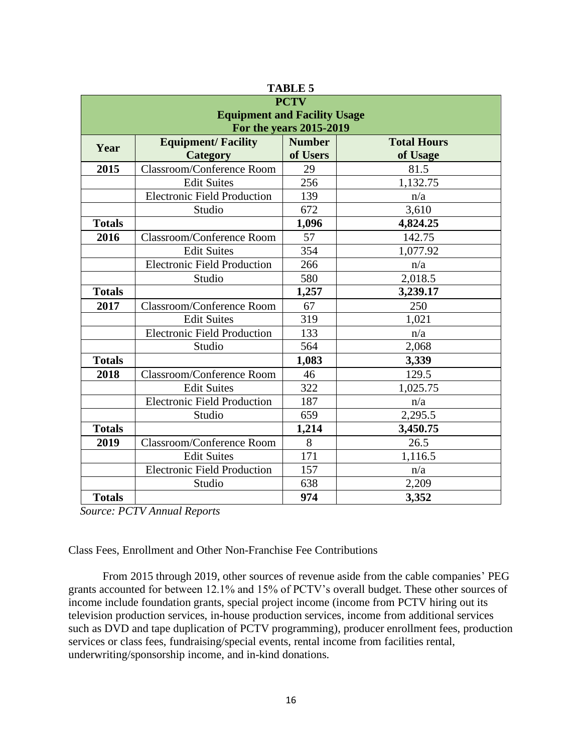**TABLE 5**

| PCTV<br>Equipment and Facility Usage<br>For the years 2015-2019 | | | |
|---|---|---|---|
| **Year** | **Equipment/ Facility Category** | **Number of Users** | **Total Hours of Usage** |
| **2015** | Classroom/Conference Room | 29 | 81.5 |
| | Edit Suites | 256 | 1,132.75 |
| | Electronic Field Production | 139 | n/a |
| | Studio | 672 | 3,610 |
| **Totals** | | **1,096** | **4,824.25** |
| **2016** | Classroom/Conference Room | 57 | 142.75 |
| | Edit Suites | 354 | 1,077.92 |
| | Electronic Field Production | 266 | n/a |
| | Studio | 580 | 2,018.5 |
| **Totals** | | **1,257** | **3,239.17** |
| **2017** | Classroom/Conference Room | 67 | 250 |
| | Edit Suites | 319 | 1,021 |
| | Electronic Field Production | 133 | n/a |
| | Studio | 564 | 2,068 |
| **Totals** | | **1,083** | **3,339** |
| **2018** | Classroom/Conference Room | 46 | 129.5 |
| | Edit Suites | 322 | 1,025.75 |
| | Electronic Field Production | 187 | n/a |
| | Studio | 659 | 2,295.5 |
| **Totals** | | **1,214** | **3,450.75** |
| **2019** | Classroom/Conference Room | 8 | 26.5 |
| | Edit Suites | 171 | 1,116.5 |
| | Electronic Field Production | 157 | n/a |
| | Studio | 638 | 2,209 |
| **Totals** | | **974** | **3,352** |

*Source: PCTV Annual Reports*

Class Fees, Enrollment and Other Non-Franchise Fee Contributions

From 2015 through 2019, other sources of revenue aside from the cable companies' PEG grants accounted for between 12.1% and 15% of PCTV's overall budget. These other sources of income include foundation grants, special project income (income from PCTV hiring out its television production services, in-house production services, income from additional services such as DVD and tape duplication of PCTV programming), producer enrollment fees, production services or class fees, fundraising/special events, rental income from facilities rental, underwriting/sponsorship income, and in-kind donations.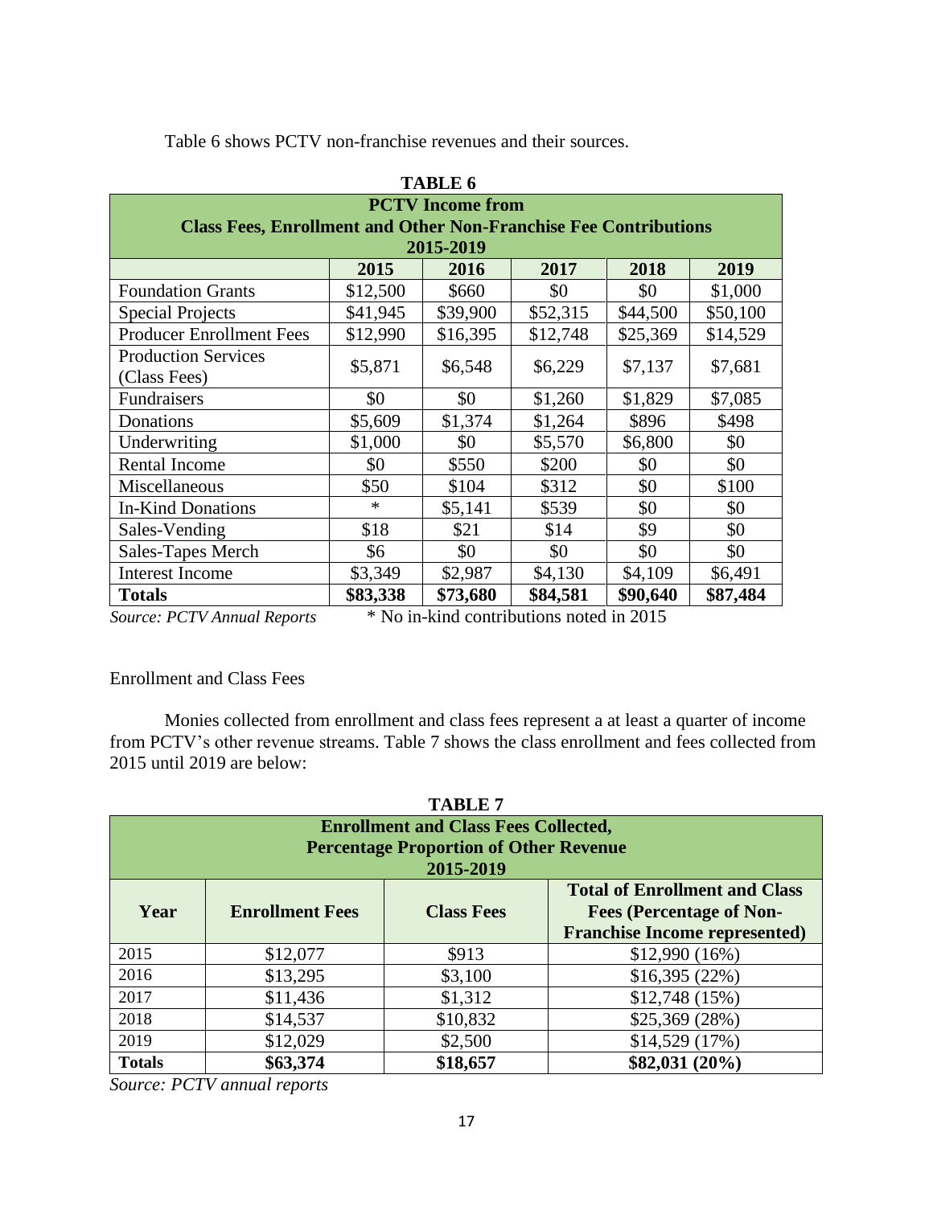Table 6 shows PCTV non-franchise revenues and their sources.

**TABLE 6**

| **PCTV Income from Class Fees, Enrollment and Other Non-Franchise Fee Contributions 2015-2019** | | | | | |
|---|---|---|---|---|---|
| | **2015** | **2016** | **2017** | **2018** | **2019** |
| Foundation Grants | $12,500 | $660 | $0 | $0 | $1,000 |
| Special Projects | $41,945 | $39,900 | $52,315 | $44,500 | $50,100 |
| Producer Enrollment Fees | $12,990 | $16,395 | $12,748 | $25,369 | $14,529 |
| Production Services (Class Fees) | $5,871 | $6,548 | $6,229 | $7,137 | $7,681 |
| Fundraisers | $0 | $0 | $1,260 | $1,829 | $7,085 |
| Donations | $5,609 | $1,374 | $1,264 | $896 | $498 |
| Underwriting | $1,000 | $0 | $5,570 | $6,800 | $0 |
| Rental Income | $0 | $550 | $200 | $0 | $0 |
| Miscellaneous | $50 | $104 | $312 | $0 | $100 |
| In-Kind Donations | * | $5,141 | $539 | $0 | $0 |
| Sales-Vending | $18 | $21 | $14 | $9 | $0 |
| Sales-Tapes Merch | $6 | $0 | $0 | $0 | $0 |
| Interest Income | $3,349 | $2,987 | $4,130 | $4,109 | $6,491 |
| **Totals** | **$83,338** | **$73,680** | **$84,581** | **$90,640** | **$87,484** |

*Source: PCTV Annual Reports* * No in-kind contributions noted in 2015

Enrollment and Class Fees

Monies collected from enrollment and class fees represent a at least a quarter of income from PCTV's other revenue streams. Table 7 shows the class enrollment and fees collected from 2015 until 2019 are below:

**TABLE 7**

| **Enrollment and Class Fees Collected, Percentage Proportion of Other Revenue 2015-2019** | | | |
|---|---|---|---|
| **Year** | **Enrollment Fees** | **Class Fees** | **Total of Enrollment and Class Fees (Percentage of Non-Franchise Income represented)** |
| 2015 | $12,077 | $913 | $12,990 (16%) |
| 2016 | $13,295 | $3,100 | $16,395 (22%) |
| 2017 | $11,436 | $1,312 | $12,748 (15%) |
| 2018 | $14,537 | $10,832 | $25,369 (28%) |
| 2019 | $12,029 | $2,500 | $14,529 (17%) |
| **Totals** | **$63,374** | **$18,657** | **$82,031 (20%)** |

*Source: PCTV annual reports*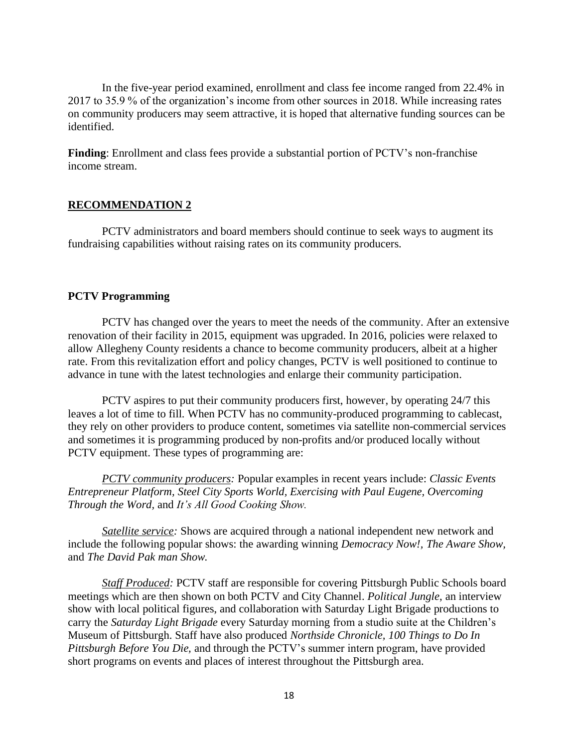In the five-year period examined, enrollment and class fee income ranged from 22.4% in 2017 to 35.9 % of the organization's income from other sources in 2018. While increasing rates on community producers may seem attractive, it is hoped that alternative funding sources can be identified.

**Finding**: Enrollment and class fees provide a substantial portion of PCTV's non-franchise income stream.

## RECOMMENDATION 2

PCTV administrators and board members should continue to seek ways to augment its fundraising capabilities without raising rates on its community producers.

### PCTV Programming

PCTV has changed over the years to meet the needs of the community. After an extensive renovation of their facility in 2015, equipment was upgraded. In 2016, policies were relaxed to allow Allegheny County residents a chance to become community producers, albeit at a higher rate. From this revitalization effort and policy changes, PCTV is well positioned to continue to advance in tune with the latest technologies and enlarge their community participation.

PCTV aspires to put their community producers first, however, by operating 24/7 this leaves a lot of time to fill. When PCTV has no community-produced programming to cablecast, they rely on other providers to produce content, sometimes via satellite non-commercial services and sometimes it is programming produced by non-profits and/or produced locally without PCTV equipment. These types of programming are:

*PCTV community producers:* Popular examples in recent years include: *Classic Events Entrepreneur Platform, Steel City Sports World, Exercising with Paul Eugene, Overcoming Through the Word,* and *It's All Good Cooking Show.*

*Satellite service:* Shows are acquired through a national independent new network and include the following popular shows: the awarding winning *Democracy Now!, The Aware Show,* and *The David Pak man Show.*

*Staff Produced:* PCTV staff are responsible for covering Pittsburgh Public Schools board meetings which are then shown on both PCTV and City Channel. *Political Jungle*, an interview show with local political figures, and collaboration with Saturday Light Brigade productions to carry the *Saturday Light Brigade* every Saturday morning from a studio suite at the Children's Museum of Pittsburgh. Staff have also produced *Northside Chronicle, 100 Things to Do In Pittsburgh Before You Die,* and through the PCTV's summer intern program, have provided short programs on events and places of interest throughout the Pittsburgh area.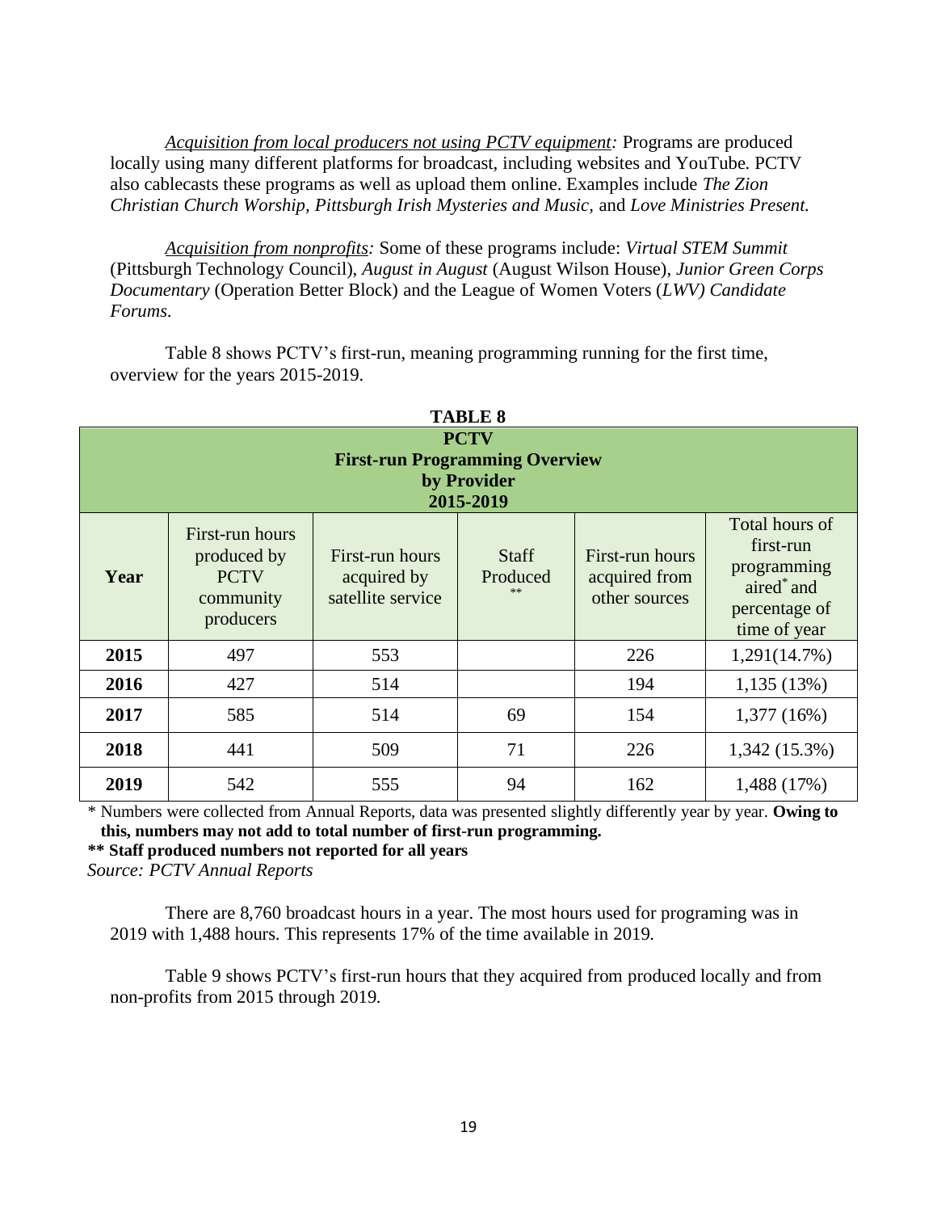*Acquisition from local producers not using PCTV equipment:* Programs are produced locally using many different platforms for broadcast, including websites and YouTube. PCTV also cablecasts these programs as well as upload them online. Examples include *The Zion Christian Church Worship, Pittsburgh Irish Mysteries and Music,* and *Love Ministries Present.*

*Acquisition from nonprofits:* Some of these programs include: *Virtual STEM Summit* (Pittsburgh Technology Council), *August in August* (August Wilson House), *Junior Green Corps Documentary* (Operation Better Block) and the League of Women Voters (*LWV) Candidate Forums.*

Table 8 shows PCTV's first-run, meaning programming running for the first time, overview for the years 2015-2019.

**TABLE 8**
**PCTV**
**First-run Programming Overview**
**by Provider**
**2015-2019**

| Year | First-run hours produced by PCTV community producers | First-run hours acquired by satellite service | Staff Produced ** | First-run hours acquired from other sources | Total hours of first-run programming aired* and percentage of time of year |
|---|---|---|---|---|---|
| **2015** | 497 | 553 | | 226 | 1,291(14.7%) |
| **2016** | 427 | 514 | | 194 | 1,135 (13%) |
| **2017** | 585 | 514 | 69 | 154 | 1,377 (16%) |
| **2018** | 441 | 509 | 71 | 226 | 1,342 (15.3%) |
| **2019** | 542 | 555 | 94 | 162 | 1,488 (17%) |

* Numbers were collected from Annual Reports, data was presented slightly differently year by year. **Owing to this, numbers may not add to total number of first-run programming.**

**** Staff produced numbers not reported for all years**

*Source: PCTV Annual Reports*

There are 8,760 broadcast hours in a year. The most hours used for programing was in 2019 with 1,488 hours. This represents 17% of the time available in 2019.

Table 9 shows PCTV's first-run hours that they acquired from produced locally and from non-profits from 2015 through 2019.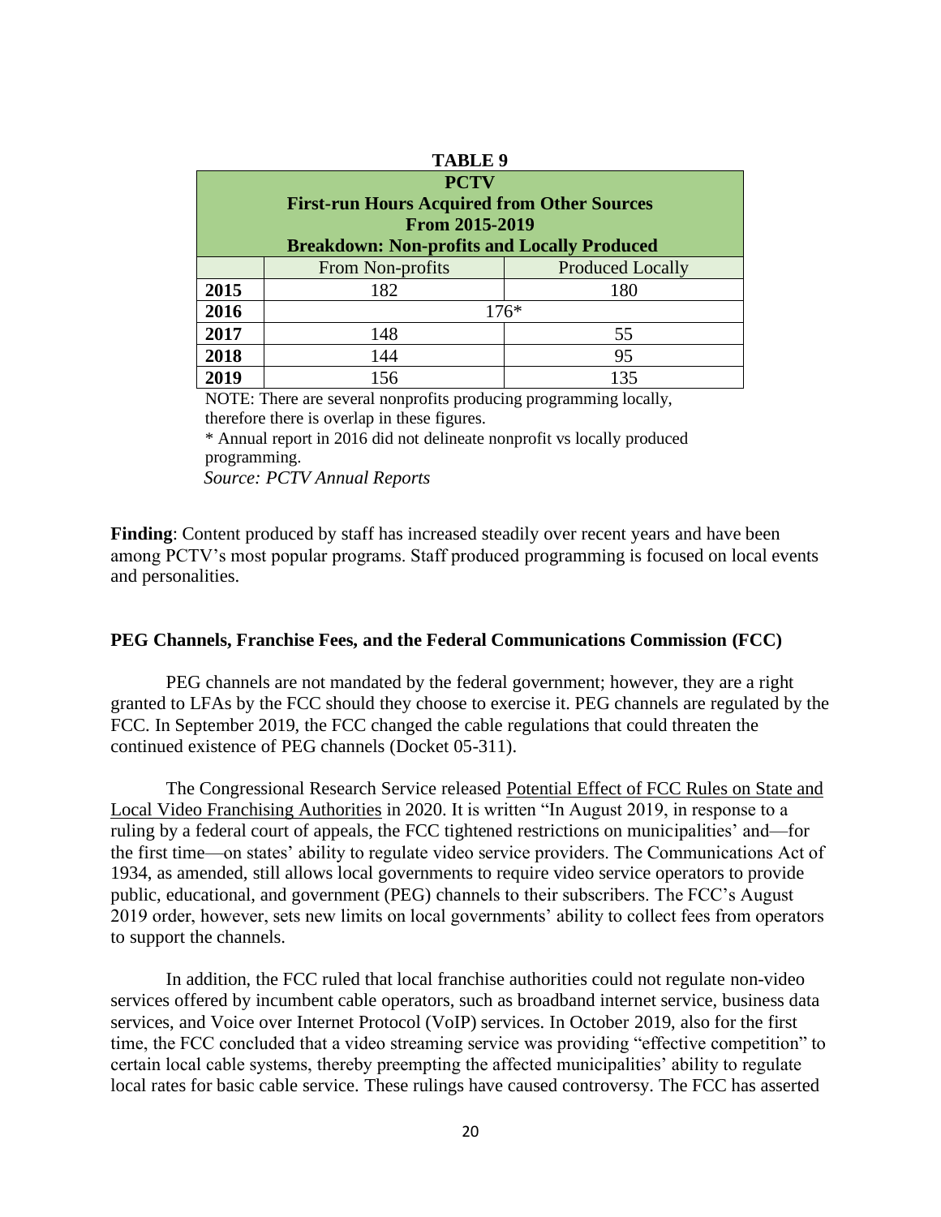**TABLE 9**

| PCTV<br>First-run Hours Acquired from Other Sources<br>From 2015-2019<br>Breakdown: Non-profits and Locally Produced | | |
|---|---|---|
| | From Non-profits | Produced Locally |
| **2015** | 182 | 180 |
| **2016** | 176* | |
| **2017** | 148 | 55 |
| **2018** | 144 | 95 |
| **2019** | 156 | 135 |

NOTE: There are several nonprofits producing programming locally, therefore there is overlap in these figures.

* Annual report in 2016 did not delineate nonprofit vs locally produced programming.

*Source: PCTV Annual Reports*

**Finding**: Content produced by staff has increased steadily over recent years and have been among PCTV's most popular programs. Staff produced programming is focused on local events and personalities.

**PEG Channels, Franchise Fees, and the Federal Communications Commission (FCC)**

PEG channels are not mandated by the federal government; however, they are a right granted to LFAs by the FCC should they choose to exercise it. PEG channels are regulated by the FCC. In September 2019, the FCC changed the cable regulations that could threaten the continued existence of PEG channels (Docket 05-311).

The Congressional Research Service released Potential Effect of FCC Rules on State and Local Video Franchising Authorities in 2020. It is written "In August 2019, in response to a ruling by a federal court of appeals, the FCC tightened restrictions on municipalities' and—for the first time—on states' ability to regulate video service providers. The Communications Act of 1934, as amended, still allows local governments to require video service operators to provide public, educational, and government (PEG) channels to their subscribers. The FCC's August 2019 order, however, sets new limits on local governments' ability to collect fees from operators to support the channels.

In addition, the FCC ruled that local franchise authorities could not regulate non-video services offered by incumbent cable operators, such as broadband internet service, business data services, and Voice over Internet Protocol (VoIP) services. In October 2019, also for the first time, the FCC concluded that a video streaming service was providing "effective competition" to certain local cable systems, thereby preempting the affected municipalities' ability to regulate local rates for basic cable service. These rulings have caused controversy. The FCC has asserted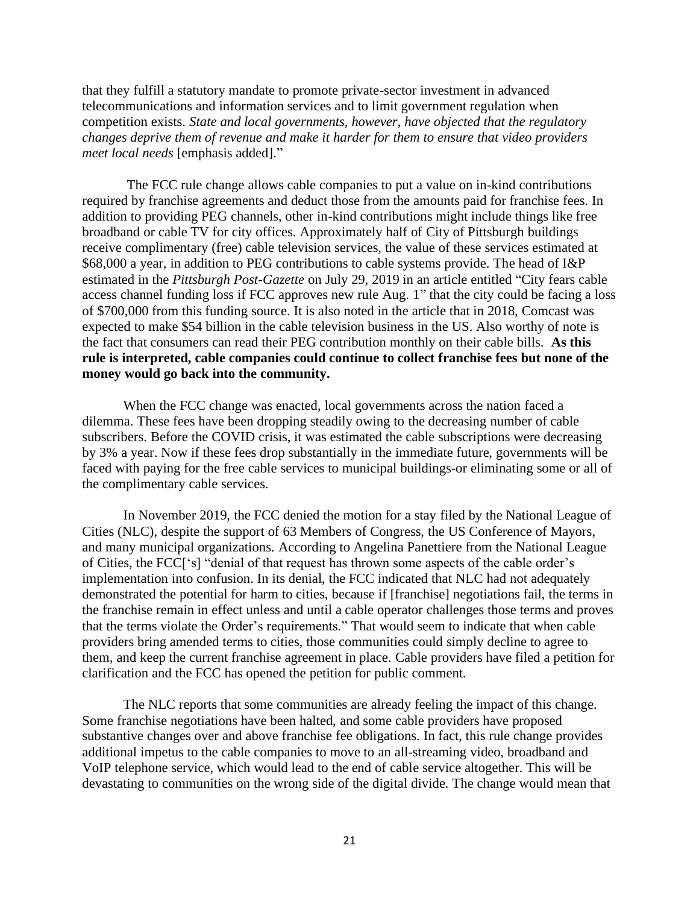that they fulfill a statutory mandate to promote private-sector investment in advanced telecommunications and information services and to limit government regulation when competition exists. *State and local governments, however, have objected that the regulatory changes deprive them of revenue and make it harder for them to ensure that video providers meet local needs* [emphasis added]."

The FCC rule change allows cable companies to put a value on in-kind contributions required by franchise agreements and deduct those from the amounts paid for franchise fees. In addition to providing PEG channels, other in-kind contributions might include things like free broadband or cable TV for city offices. Approximately half of City of Pittsburgh buildings receive complimentary (free) cable television services, the value of these services estimated at \$68,000 a year, in addition to PEG contributions to cable systems provide. The head of I&P estimated in the *Pittsburgh Post-Gazette* on July 29, 2019 in an article entitled "City fears cable access channel funding loss if FCC approves new rule Aug. 1" that the city could be facing a loss of \$700,000 from this funding source. It is also noted in the article that in 2018, Comcast was expected to make \$54 billion in the cable television business in the US. Also worthy of note is the fact that consumers can read their PEG contribution monthly on their cable bills. **As this rule is interpreted, cable companies could continue to collect franchise fees but none of the money would go back into the community.**

When the FCC change was enacted, local governments across the nation faced a dilemma. These fees have been dropping steadily owing to the decreasing number of cable subscribers. Before the COVID crisis, it was estimated the cable subscriptions were decreasing by 3% a year. Now if these fees drop substantially in the immediate future, governments will be faced with paying for the free cable services to municipal buildings-or eliminating some or all of the complimentary cable services.

In November 2019, the FCC denied the motion for a stay filed by the National League of Cities (NLC), despite the support of 63 Members of Congress, the US Conference of Mayors, and many municipal organizations. According to Angelina Panettiere from the National League of Cities, the FCC['s] "denial of that request has thrown some aspects of the cable order's implementation into confusion. In its denial, the FCC indicated that NLC had not adequately demonstrated the potential for harm to cities, because if [franchise] negotiations fail, the terms in the franchise remain in effect unless and until a cable operator challenges those terms and proves that the terms violate the Order's requirements." That would seem to indicate that when cable providers bring amended terms to cities, those communities could simply decline to agree to them, and keep the current franchise agreement in place. Cable providers have filed a petition for clarification and the FCC has opened the petition for public comment.

The NLC reports that some communities are already feeling the impact of this change. Some franchise negotiations have been halted, and some cable providers have proposed substantive changes over and above franchise fee obligations. In fact, this rule change provides additional impetus to the cable companies to move to an all-streaming video, broadband and VoIP telephone service, which would lead to the end of cable service altogether. This will be devastating to communities on the wrong side of the digital divide. The change would mean that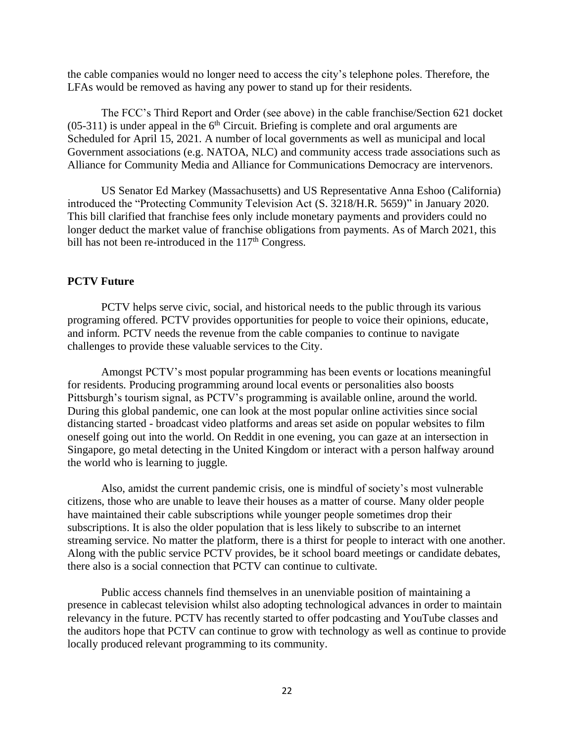the cable companies would no longer need to access the city's telephone poles. Therefore, the LFAs would be removed as having any power to stand up for their residents.

The FCC's Third Report and Order (see above) in the cable franchise/Section 621 docket (05-311) is under appeal in the 6th Circuit. Briefing is complete and oral arguments are Scheduled for April 15, 2021. A number of local governments as well as municipal and local Government associations (e.g. NATOA, NLC) and community access trade associations such as Alliance for Community Media and Alliance for Communications Democracy are intervenors.

US Senator Ed Markey (Massachusetts) and US Representative Anna Eshoo (California) introduced the "Protecting Community Television Act (S. 3218/H.R. 5659)" in January 2020. This bill clarified that franchise fees only include monetary payments and providers could no longer deduct the market value of franchise obligations from payments. As of March 2021, this bill has not been re-introduced in the 117th Congress.

**PCTV Future**

PCTV helps serve civic, social, and historical needs to the public through its various programing offered. PCTV provides opportunities for people to voice their opinions, educate, and inform. PCTV needs the revenue from the cable companies to continue to navigate challenges to provide these valuable services to the City.

Amongst PCTV's most popular programming has been events or locations meaningful for residents. Producing programming around local events or personalities also boosts Pittsburgh's tourism signal, as PCTV's programming is available online, around the world. During this global pandemic, one can look at the most popular online activities since social distancing started - broadcast video platforms and areas set aside on popular websites to film oneself going out into the world. On Reddit in one evening, you can gaze at an intersection in Singapore, go metal detecting in the United Kingdom or interact with a person halfway around the world who is learning to juggle.

Also, amidst the current pandemic crisis, one is mindful of society's most vulnerable citizens, those who are unable to leave their houses as a matter of course. Many older people have maintained their cable subscriptions while younger people sometimes drop their subscriptions. It is also the older population that is less likely to subscribe to an internet streaming service. No matter the platform, there is a thirst for people to interact with one another. Along with the public service PCTV provides, be it school board meetings or candidate debates, there also is a social connection that PCTV can continue to cultivate.

Public access channels find themselves in an unenviable position of maintaining a presence in cablecast television whilst also adopting technological advances in order to maintain relevancy in the future. PCTV has recently started to offer podcasting and YouTube classes and the auditors hope that PCTV can continue to grow with technology as well as continue to provide locally produced relevant programming to its community.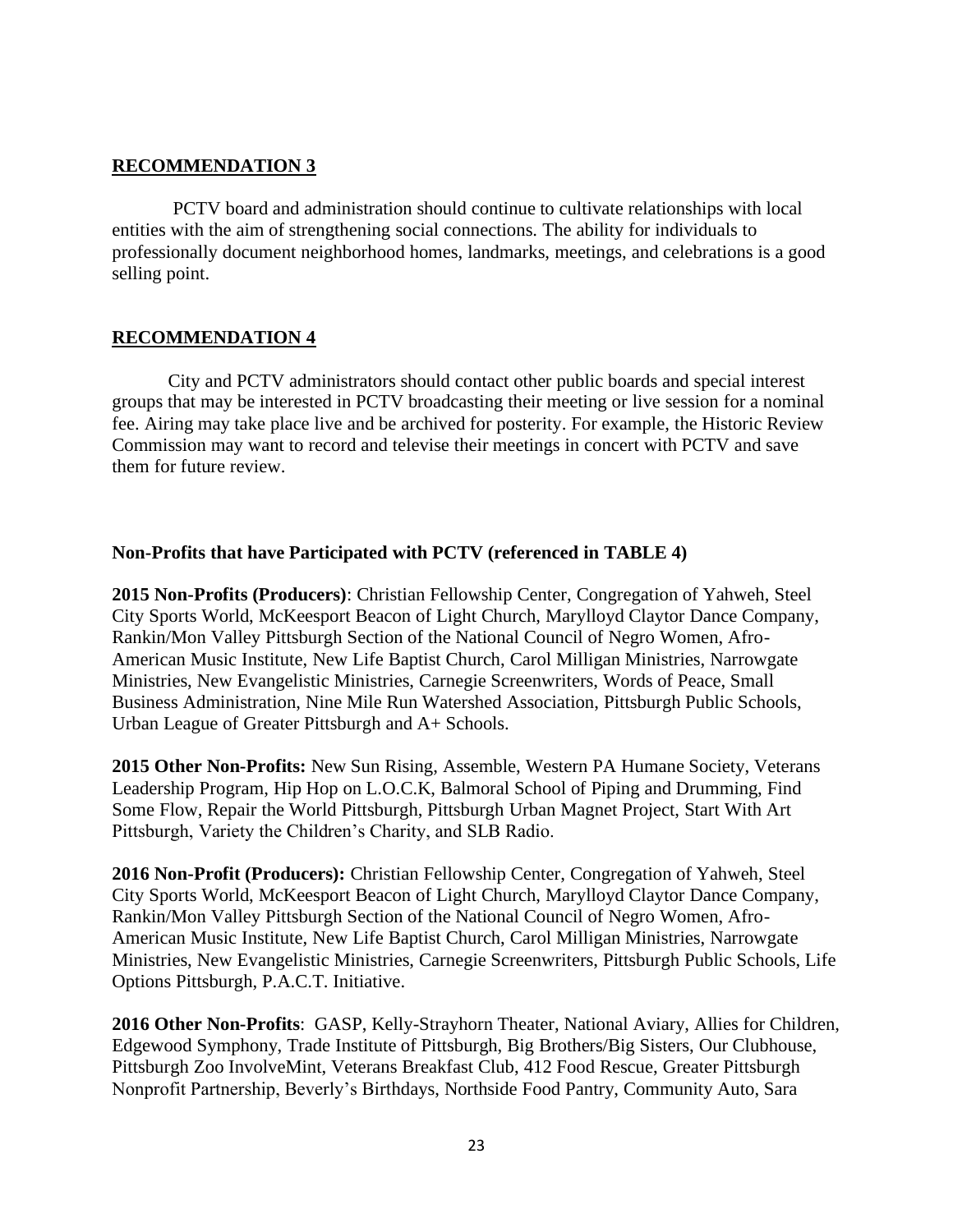## **RECOMMENDATION 3**

PCTV board and administration should continue to cultivate relationships with local entities with the aim of strengthening social connections. The ability for individuals to professionally document neighborhood homes, landmarks, meetings, and celebrations is a good selling point.

## **RECOMMENDATION 4**

City and PCTV administrators should contact other public boards and special interest groups that may be interested in PCTV broadcasting their meeting or live session for a nominal fee. Airing may take place live and be archived for posterity. For example, the Historic Review Commission may want to record and televise their meetings in concert with PCTV and save them for future review.

### **Non-Profits that have Participated with PCTV (referenced in TABLE 4)**

**2015 Non-Profits (Producers)**: Christian Fellowship Center, Congregation of Yahweh, Steel City Sports World, McKeesport Beacon of Light Church, Marylloyd Claytor Dance Company, Rankin/Mon Valley Pittsburgh Section of the National Council of Negro Women, Afro-American Music Institute, New Life Baptist Church, Carol Milligan Ministries, Narrowgate Ministries, New Evangelistic Ministries, Carnegie Screenwriters, Words of Peace, Small Business Administration, Nine Mile Run Watershed Association, Pittsburgh Public Schools, Urban League of Greater Pittsburgh and A+ Schools.

**2015 Other Non-Profits:** New Sun Rising, Assemble, Western PA Humane Society, Veterans Leadership Program, Hip Hop on L.O.C.K, Balmoral School of Piping and Drumming, Find Some Flow, Repair the World Pittsburgh, Pittsburgh Urban Magnet Project, Start With Art Pittsburgh, Variety the Children's Charity, and SLB Radio.

**2016 Non-Profit (Producers):** Christian Fellowship Center, Congregation of Yahweh, Steel City Sports World, McKeesport Beacon of Light Church, Marylloyd Claytor Dance Company, Rankin/Mon Valley Pittsburgh Section of the National Council of Negro Women, Afro-American Music Institute, New Life Baptist Church, Carol Milligan Ministries, Narrowgate Ministries, New Evangelistic Ministries, Carnegie Screenwriters, Pittsburgh Public Schools, Life Options Pittsburgh, P.A.C.T. Initiative.

**2016 Other Non-Profits**: GASP, Kelly-Strayhorn Theater, National Aviary, Allies for Children, Edgewood Symphony, Trade Institute of Pittsburgh, Big Brothers/Big Sisters, Our Clubhouse, Pittsburgh Zoo InvolveMint, Veterans Breakfast Club, 412 Food Rescue, Greater Pittsburgh Nonprofit Partnership, Beverly's Birthdays, Northside Food Pantry, Community Auto, Sara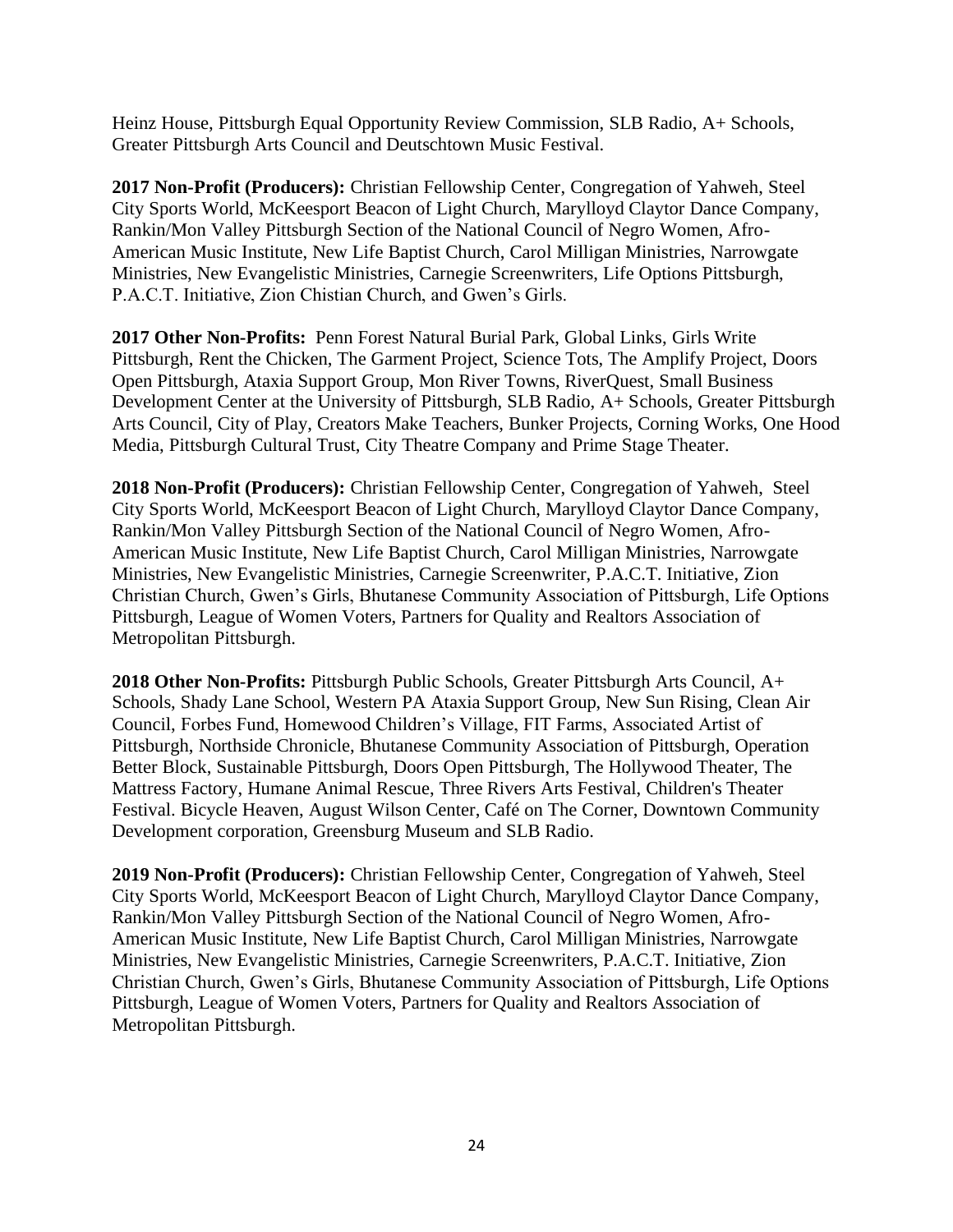Heinz House, Pittsburgh Equal Opportunity Review Commission, SLB Radio, A+ Schools, Greater Pittsburgh Arts Council and Deutschtown Music Festival.

**2017 Non-Profit (Producers):** Christian Fellowship Center, Congregation of Yahweh, Steel City Sports World, McKeesport Beacon of Light Church, Marylloyd Claytor Dance Company, Rankin/Mon Valley Pittsburgh Section of the National Council of Negro Women, Afro-American Music Institute, New Life Baptist Church, Carol Milligan Ministries, Narrowgate Ministries, New Evangelistic Ministries, Carnegie Screenwriters, Life Options Pittsburgh, P.A.C.T. Initiative, Zion Chistian Church, and Gwen's Girls.

**2017 Other Non-Profits:** Penn Forest Natural Burial Park, Global Links, Girls Write Pittsburgh, Rent the Chicken, The Garment Project, Science Tots, The Amplify Project, Doors Open Pittsburgh, Ataxia Support Group, Mon River Towns, RiverQuest, Small Business Development Center at the University of Pittsburgh, SLB Radio, A+ Schools, Greater Pittsburgh Arts Council, City of Play, Creators Make Teachers, Bunker Projects, Corning Works, One Hood Media, Pittsburgh Cultural Trust, City Theatre Company and Prime Stage Theater.

**2018 Non-Profit (Producers):** Christian Fellowship Center, Congregation of Yahweh, Steel City Sports World, McKeesport Beacon of Light Church, Marylloyd Claytor Dance Company, Rankin/Mon Valley Pittsburgh Section of the National Council of Negro Women, Afro-American Music Institute, New Life Baptist Church, Carol Milligan Ministries, Narrowgate Ministries, New Evangelistic Ministries, Carnegie Screenwriter, P.A.C.T. Initiative, Zion Christian Church, Gwen's Girls, Bhutanese Community Association of Pittsburgh, Life Options Pittsburgh, League of Women Voters, Partners for Quality and Realtors Association of Metropolitan Pittsburgh.

**2018 Other Non-Profits:** Pittsburgh Public Schools, Greater Pittsburgh Arts Council, A+ Schools, Shady Lane School, Western PA Ataxia Support Group, New Sun Rising, Clean Air Council, Forbes Fund, Homewood Children's Village, FIT Farms, Associated Artist of Pittsburgh, Northside Chronicle, Bhutanese Community Association of Pittsburgh, Operation Better Block, Sustainable Pittsburgh, Doors Open Pittsburgh, The Hollywood Theater, The Mattress Factory, Humane Animal Rescue, Three Rivers Arts Festival, Children's Theater Festival. Bicycle Heaven, August Wilson Center, Café on The Corner, Downtown Community Development corporation, Greensburg Museum and SLB Radio.

**2019 Non-Profit (Producers):** Christian Fellowship Center, Congregation of Yahweh, Steel City Sports World, McKeesport Beacon of Light Church, Marylloyd Claytor Dance Company, Rankin/Mon Valley Pittsburgh Section of the National Council of Negro Women, Afro-American Music Institute, New Life Baptist Church, Carol Milligan Ministries, Narrowgate Ministries, New Evangelistic Ministries, Carnegie Screenwriters, P.A.C.T. Initiative, Zion Christian Church, Gwen's Girls, Bhutanese Community Association of Pittsburgh, Life Options Pittsburgh, League of Women Voters, Partners for Quality and Realtors Association of Metropolitan Pittsburgh.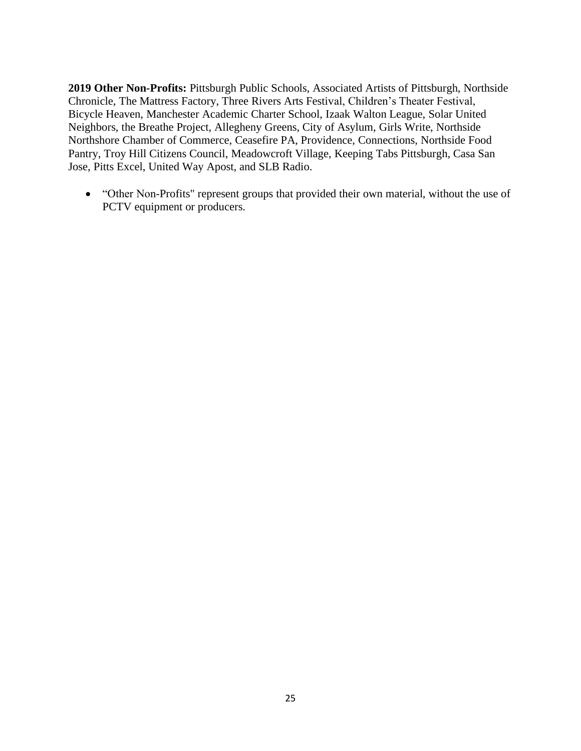**2019 Other Non-Profits:** Pittsburgh Public Schools, Associated Artists of Pittsburgh, Northside Chronicle, The Mattress Factory, Three Rivers Arts Festival, Children's Theater Festival, Bicycle Heaven, Manchester Academic Charter School, Izaak Walton League, Solar United Neighbors, the Breathe Project, Allegheny Greens, City of Asylum, Girls Write, Northside Northshore Chamber of Commerce, Ceasefire PA, Providence, Connections, Northside Food Pantry, Troy Hill Citizens Council, Meadowcroft Village, Keeping Tabs Pittsburgh, Casa San Jose, Pitts Excel, United Way Apost, and SLB Radio.

- "Other Non-Profits" represent groups that provided their own material, without the use of PCTV equipment or producers.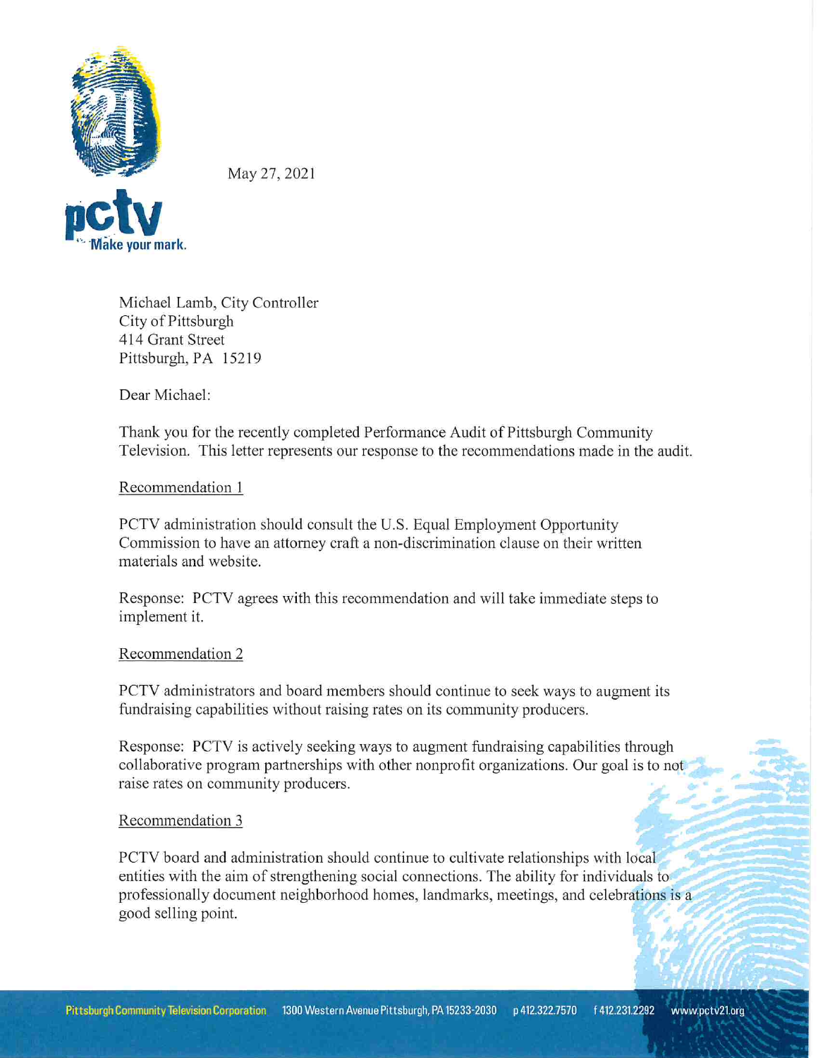May 27, 2021

Michael Lamb, City Controller
City of Pittsburgh
414 Grant Street
Pittsburgh, PA 15219

Dear Michael:

Thank you for the recently completed Performance Audit of Pittsburgh Community Television. This letter represents our response to the recommendations made in the audit.

Recommendation 1

PCTV administration should consult the U.S. Equal Employment Opportunity Commission to have an attorney craft a non-discrimination clause on their written materials and website.

Response: PCTV agrees with this recommendation and will take immediate steps to implement it.

Recommendation 2

PCTV administrators and board members should continue to seek ways to augment its fundraising capabilities without raising rates on its community producers.

Response: PCTV is actively seeking ways to augment fundraising capabilities through collaborative program partnerships with other nonprofit organizations. Our goal is to not raise rates on community producers.

Recommendation 3

PCTV board and administration should continue to cultivate relationships with local entities with the aim of strengthening social connections. The ability for individuals to professionally document neighborhood homes, landmarks, meetings, and celebrations is a good selling point.

Pittsburgh Community Television Corporation 1300 Western Avenue Pittsburgh, PA 15233-2030 p 412.322.7570 f 412.231.2292 www.pctv21.org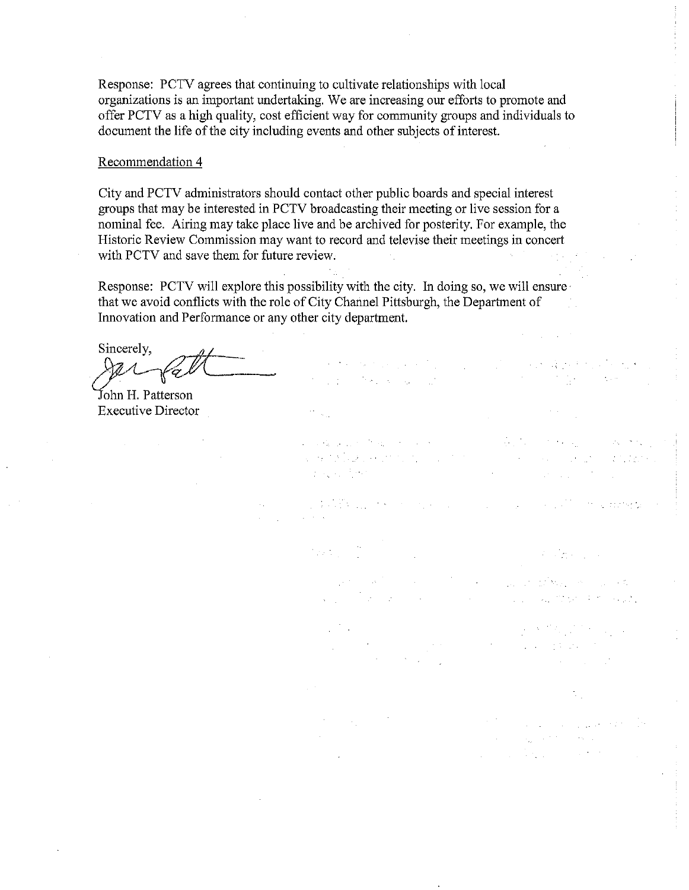Response: PCTV agrees that continuing to cultivate relationships with local organizations is an important undertaking. We are increasing our efforts to promote and offer PCTV as a high quality, cost efficient way for community groups and individuals to document the life of the city including events and other subjects of interest.

Recommendation 4

City and PCTV administrators should contact other public boards and special interest groups that may be interested in PCTV broadcasting their meeting or live session for a nominal fee. Airing may take place live and be archived for posterity. For example, the Historic Review Commission may want to record and televise their meetings in concert with PCTV and save them for future review.

Response: PCTV will explore this possibility with the city. In doing so, we will ensure that we avoid conflicts with the role of City Channel Pittsburgh, the Department of Innovation and Performance or any other city department.

Sincerely,

John H. Patterson
Executive Director